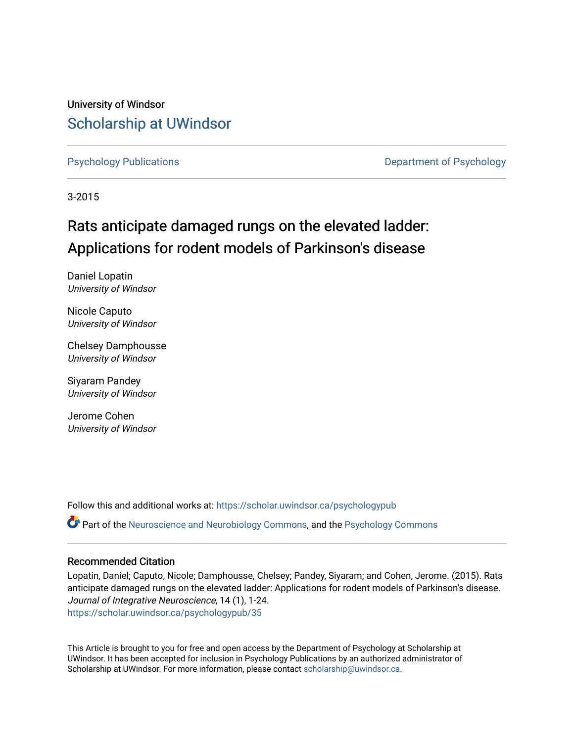University of Windsor

# Scholarship at UWindsor

Psychology Publications

Department of Psychology

3-2015

# Rats anticipate damaged rungs on the elevated ladder: Applications for rodent models of Parkinson's disease

Daniel Lopatin
*University of Windsor*

Nicole Caputo
*University of Windsor*

Chelsey Damphousse
*University of Windsor*

Siyaram Pandey
*University of Windsor*

Jerome Cohen
*University of Windsor*

Follow this and additional works at: https://scholar.uwindsor.ca/psychologypub

Part of the Neuroscience and Neurobiology Commons, and the Psychology Commons

### Recommended Citation

Lopatin, Daniel; Caputo, Nicole; Damphousse, Chelsey; Pandey, Siyaram; and Cohen, Jerome. (2015). Rats anticipate damaged rungs on the elevated ladder: Applications for rodent models of Parkinson's disease. *Journal of Integrative Neuroscience*, 14 (1), 1-24.
https://scholar.uwindsor.ca/psychologypub/35

This Article is brought to you for free and open access by the Department of Psychology at Scholarship at UWindsor. It has been accepted for inclusion in Psychology Publications by an authorized administrator of Scholarship at UWindsor. For more information, please contact scholarship@uwindsor.ca.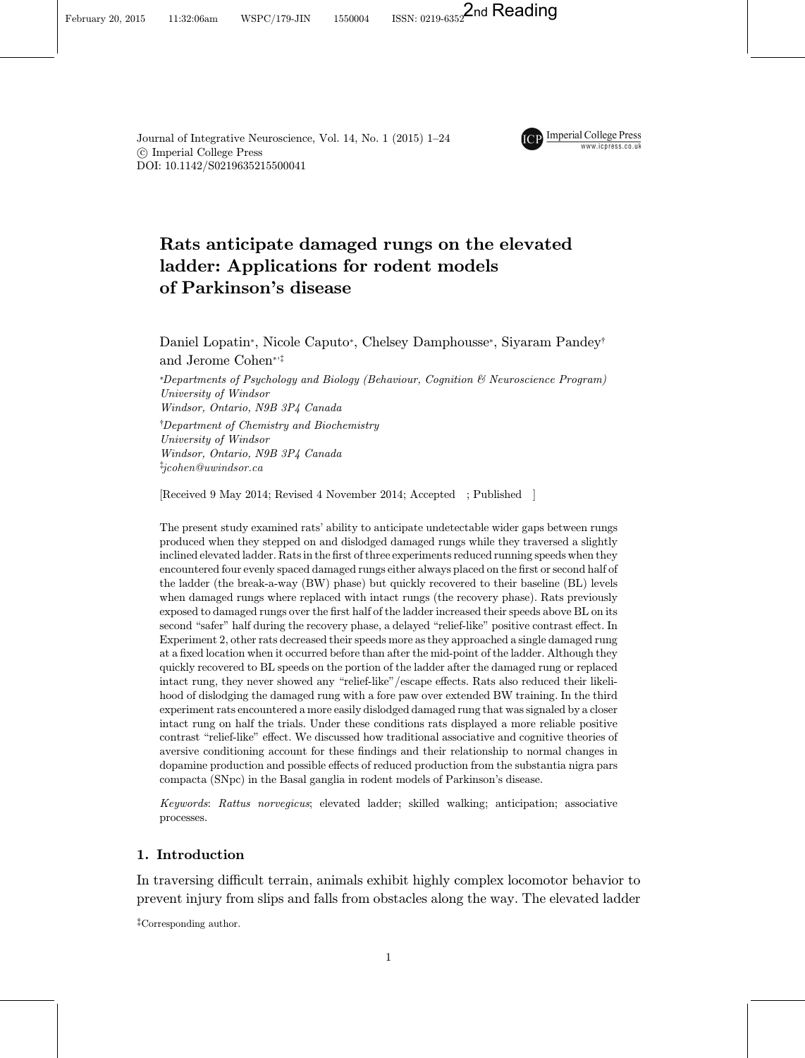Journal of Integrative Neuroscience, Vol. 14, No. 1 (2015) 1–24
© Imperial College Press
DOI: 10.1142/S0219635215500041

# Rats anticipate damaged rungs on the elevated ladder: Applications for rodent models of Parkinson's disease

Daniel Lopatin*, Nicole Caputo*, Chelsey Damphousse*, Siyaram Pandey† and Jerome Cohen*,‡

*Departments of Psychology and Biology (Behaviour, Cognition & Neuroscience Program)
University of Windsor
Windsor, Ontario, N9B 3P4 Canada

†Department of Chemistry and Biochemistry
University of Windsor
Windsor, Ontario, N9B 3P4 Canada

‡jcohen@uwindsor.ca

[Received 9 May 2014; Revised 4 November 2014; Accepted ; Published ]

The present study examined rats' ability to anticipate undetectable wider gaps between rungs produced when they stepped on and dislodged damaged rungs while they traversed a slightly inclined elevated ladder. Rats in the first of three experiments reduced running speeds when they encountered four evenly spaced damaged rungs either always placed on the first or second half of the ladder (the break-a-way (BW) phase) but quickly recovered to their baseline (BL) levels when damaged rungs where replaced with intact rungs (the recovery phase). Rats previously exposed to damaged rungs over the first half of the ladder increased their speeds above BL on its second "safer" half during the recovery phase, a delayed "relief-like" positive contrast effect. In Experiment 2, other rats decreased their speeds more as they approached a single damaged rung at a fixed location when it occurred before than after the mid-point of the ladder. Although they quickly recovered to BL speeds on the portion of the ladder after the damaged rung or replaced intact rung, they never showed any "relief-like"/escape effects. Rats also reduced their likelihood of dislodging the damaged rung with a fore paw over extended BW training. In the third experiment rats encountered a more easily dislodged damaged rung that was signaled by a closer intact rung on half the trials. Under these conditions rats displayed a more reliable positive contrast "relief-like" effect. We discussed how traditional associative and cognitive theories of aversive conditioning account for these findings and their relationship to normal changes in dopamine production and possible effects of reduced production from the substantia nigra pars compacta (SNpc) in the Basal ganglia in rodent models of Parkinson's disease.

*Keywords*: *Rattus norvegicus*; elevated ladder; skilled walking; anticipation; associative processes.

## 1. Introduction

In traversing difficult terrain, animals exhibit highly complex locomotor behavior to prevent injury from slips and falls from obstacles along the way. The elevated ladder

‡Corresponding author.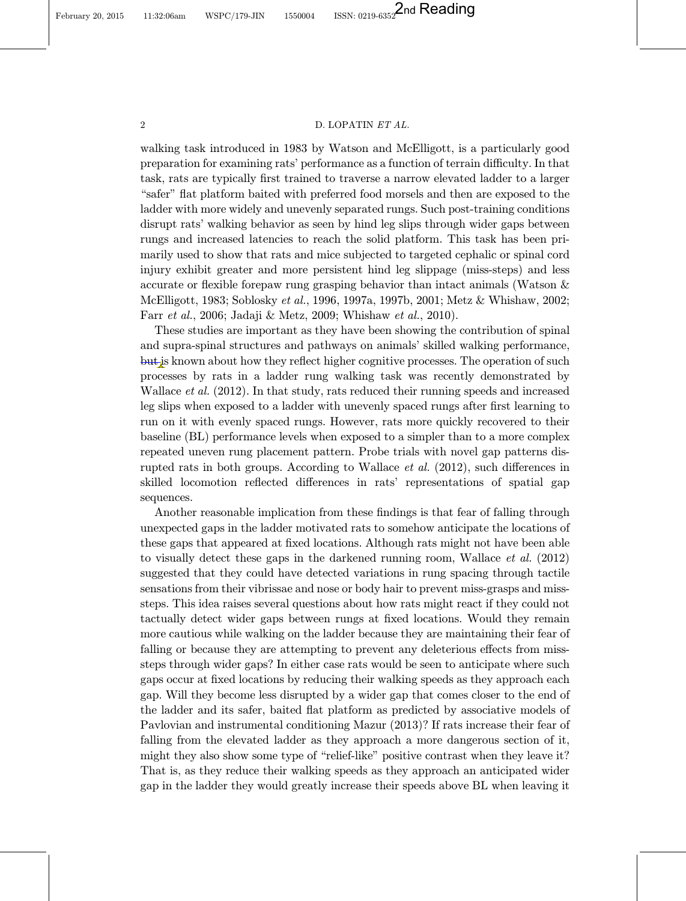walking task introduced in 1983 by Watson and McElligott, is a particularly good preparation for examining rats' performance as a function of terrain difficulty. In that task, rats are typically first trained to traverse a narrow elevated ladder to a larger "safer" flat platform baited with preferred food morsels and then are exposed to the ladder with more widely and unevenly separated rungs. Such post-training conditions disrupt rats' walking behavior as seen by hind leg slips through wider gaps between rungs and increased latencies to reach the solid platform. This task has been primarily used to show that rats and mice subjected to targeted cephalic or spinal cord injury exhibit greater and more persistent hind leg slippage (miss-steps) and less accurate or flexible forepaw rung grasping behavior than intact animals (Watson & McElligott, 1983; Soblosky *et al.*, 1996, 1997a, 1997b, 2001; Metz & Whishaw, 2002; Farr *et al.*, 2006; Jadaji & Metz, 2009; Whishaw *et al.*, 2010).

These studies are important as they have been showing the contribution of spinal and supra-spinal structures and pathways on animals' skilled walking performance, ~~but~~ is known about how they reflect higher cognitive processes. The operation of such processes by rats in a ladder rung walking task was recently demonstrated by Wallace *et al.* (2012). In that study, rats reduced their running speeds and increased leg slips when exposed to a ladder with unevenly spaced rungs after first learning to run on it with evenly spaced rungs. However, rats more quickly recovered to their baseline (BL) performance levels when exposed to a simpler than to a more complex repeated uneven rung placement pattern. Probe trials with novel gap patterns disrupted rats in both groups. According to Wallace *et al.* (2012), such differences in skilled locomotion reflected differences in rats' representations of spatial gap sequences.

Another reasonable implication from these findings is that fear of falling through unexpected gaps in the ladder motivated rats to somehow anticipate the locations of these gaps that appeared at fixed locations. Although rats might not have been able to visually detect these gaps in the darkened running room, Wallace *et al.* (2012) suggested that they could have detected variations in rung spacing through tactile sensations from their vibrissae and nose or body hair to prevent miss-grasps and miss-steps. This idea raises several questions about how rats might react if they could not tactually detect wider gaps between rungs at fixed locations. Would they remain more cautious while walking on the ladder because they are maintaining their fear of falling or because they are attempting to prevent any deleterious effects from miss-steps through wider gaps? In either case rats would be seen to anticipate where such gaps occur at fixed locations by reducing their walking speeds as they approach each gap. Will they become less disrupted by a wider gap that comes closer to the end of the ladder and its safer, baited flat platform as predicted by associative models of Pavlovian and instrumental conditioning Mazur (2013)? If rats increase their fear of falling from the elevated ladder as they approach a more dangerous section of it, might they also show some type of "relief-like" positive contrast when they leave it? That is, as they reduce their walking speeds as they approach an anticipated wider gap in the ladder they would greatly increase their speeds above BL when leaving it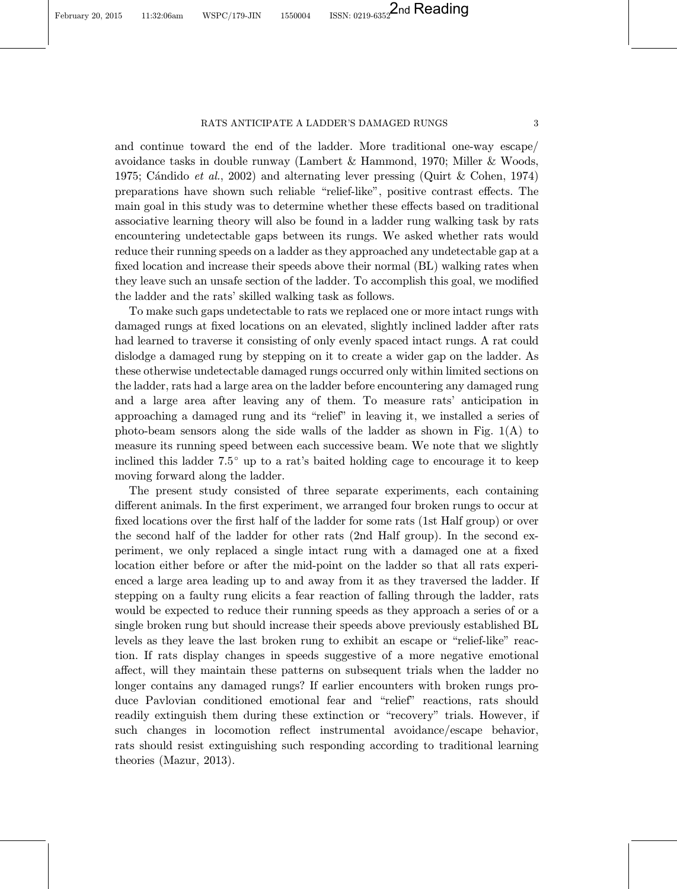and continue toward the end of the ladder. More traditional one-way escape/avoidance tasks in double runway (Lambert & Hammond, 1970; Miller & Woods, 1975; Cándido *et al.*, 2002) and alternating lever pressing (Quirt & Cohen, 1974) preparations have shown such reliable "relief-like", positive contrast effects. The main goal in this study was to determine whether these effects based on traditional associative learning theory will also be found in a ladder rung walking task by rats encountering undetectable gaps between its rungs. We asked whether rats would reduce their running speeds on a ladder as they approached any undetectable gap at a fixed location and increase their speeds above their normal (BL) walking rates when they leave such an unsafe section of the ladder. To accomplish this goal, we modified the ladder and the rats' skilled walking task as follows.

To make such gaps undetectable to rats we replaced one or more intact rungs with damaged rungs at fixed locations on an elevated, slightly inclined ladder after rats had learned to traverse it consisting of only evenly spaced intact rungs. A rat could dislodge a damaged rung by stepping on it to create a wider gap on the ladder. As these otherwise undetectable damaged rungs occurred only within limited sections on the ladder, rats had a large area on the ladder before encountering any damaged rung and a large area after leaving any of them. To measure rats' anticipation in approaching a damaged rung and its "relief" in leaving it, we installed a series of photo-beam sensors along the side walls of the ladder as shown in Fig. 1(A) to measure its running speed between each successive beam. We note that we slightly inclined this ladder 7.5° up to a rat's baited holding cage to encourage it to keep moving forward along the ladder.

The present study consisted of three separate experiments, each containing different animals. In the first experiment, we arranged four broken rungs to occur at fixed locations over the first half of the ladder for some rats (1st Half group) or over the second half of the ladder for other rats (2nd Half group). In the second experiment, we only replaced a single intact rung with a damaged one at a fixed location either before or after the mid-point on the ladder so that all rats experienced a large area leading up to and away from it as they traversed the ladder. If stepping on a faulty rung elicits a fear reaction of falling through the ladder, rats would be expected to reduce their running speeds as they approach a series of or a single broken rung but should increase their speeds above previously established BL levels as they leave the last broken rung to exhibit an escape or "relief-like" reaction. If rats display changes in speeds suggestive of a more negative emotional affect, will they maintain these patterns on subsequent trials when the ladder no longer contains any damaged rungs? If earlier encounters with broken rungs produce Pavlovian conditioned emotional fear and "relief" reactions, rats should readily extinguish them during these extinction or "recovery" trials. However, if such changes in locomotion reflect instrumental avoidance/escape behavior, rats should resist extinguishing such responding according to traditional learning theories (Mazur, 2013).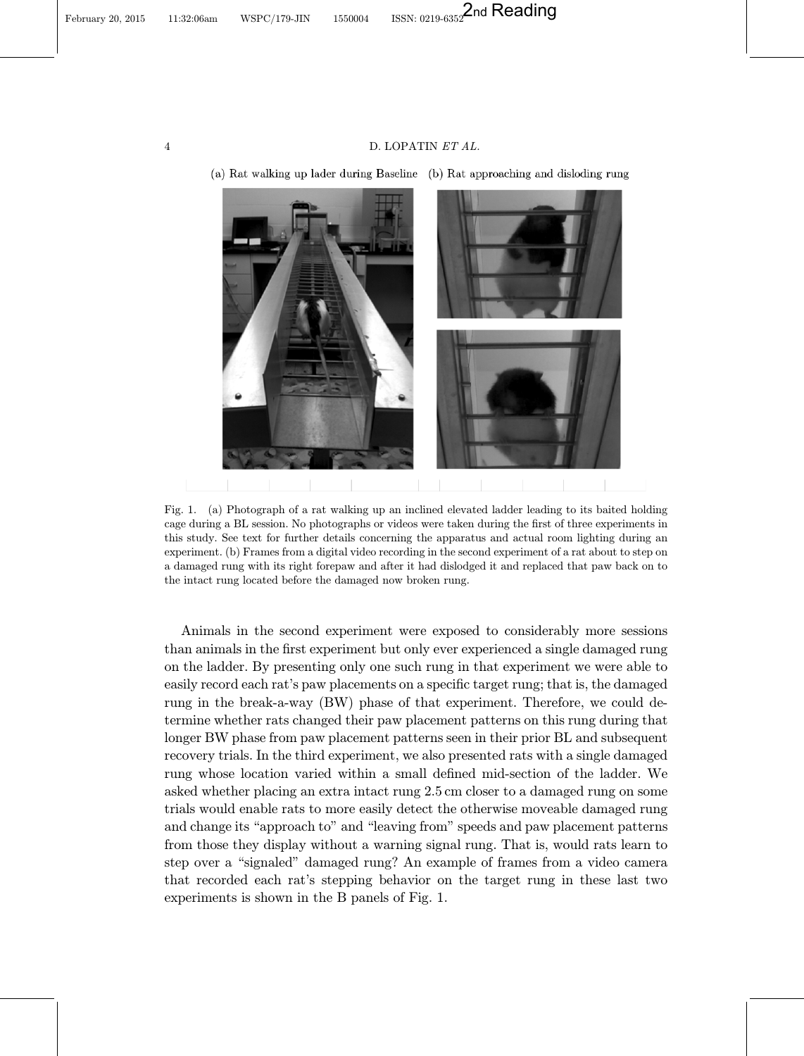(a) Rat walking up lader during Baseline (b) Rat approaching and disloding rung

Fig. 1. (a) Photograph of a rat walking up an inclined elevated ladder leading to its baited holding cage during a BL session. No photographs or videos were taken during the first of three experiments in this study. See text for further details concerning the apparatus and actual room lighting during an experiment. (b) Frames from a digital video recording in the second experiment of a rat about to step on a damaged rung with its right forepaw and after it had dislodged it and replaced that paw back on to the intact rung located before the damaged now broken rung.

Animals in the second experiment were exposed to considerably more sessions than animals in the first experiment but only ever experienced a single damaged rung on the ladder. By presenting only one such rung in that experiment we were able to easily record each rat's paw placements on a specific target rung; that is, the damaged rung in the break-a-way (BW) phase of that experiment. Therefore, we could determine whether rats changed their paw placement patterns on this rung during that longer BW phase from paw placement patterns seen in their prior BL and subsequent recovery trials. In the third experiment, we also presented rats with a single damaged rung whose location varied within a small defined mid-section of the ladder. We asked whether placing an extra intact rung 2.5 cm closer to a damaged rung on some trials would enable rats to more easily detect the otherwise moveable damaged rung and change its "approach to" and "leaving from" speeds and paw placement patterns from those they display without a warning signal rung. That is, would rats learn to step over a "signaled" damaged rung? An example of frames from a video camera that recorded each rat's stepping behavior on the target rung in these last two experiments is shown in the B panels of Fig. 1.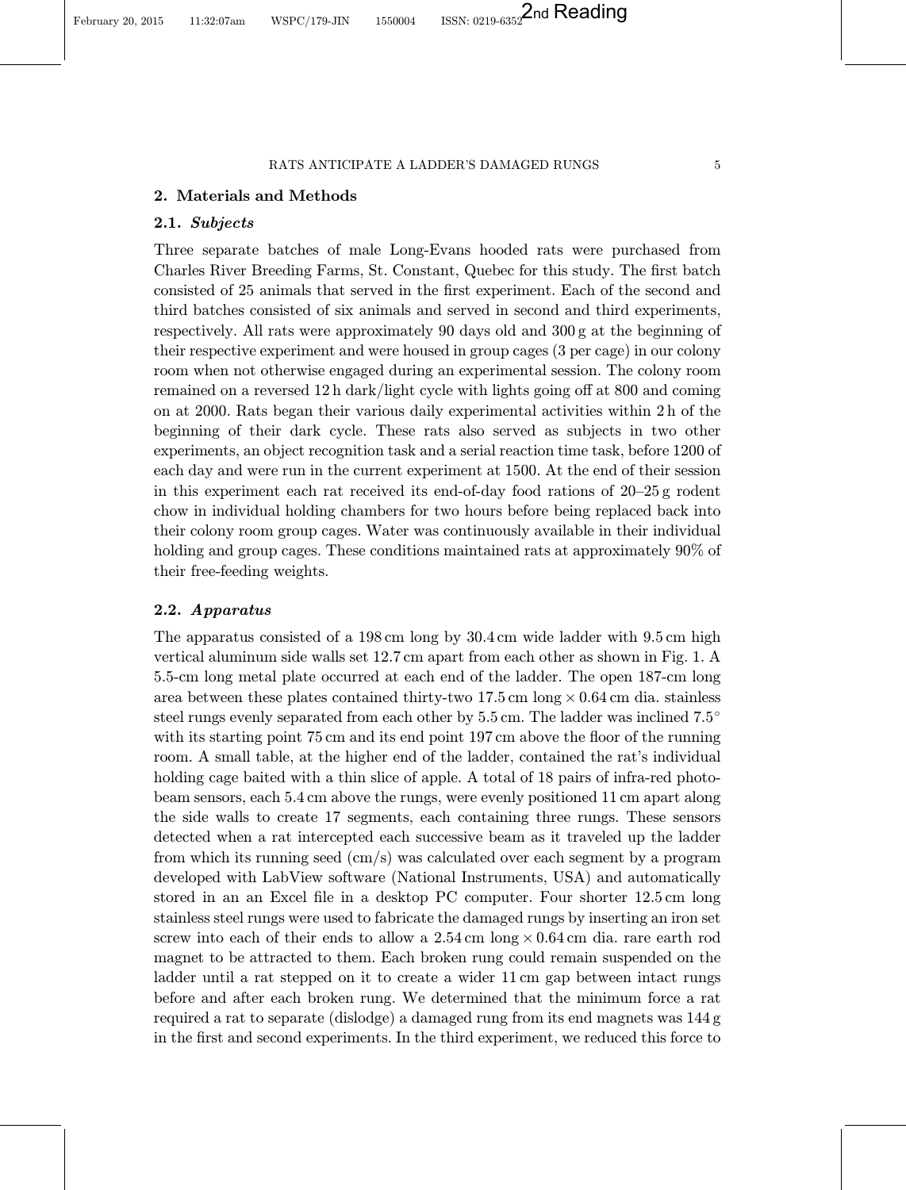## 2. Materials and Methods

### 2.1. *Subjects*

Three separate batches of male Long-Evans hooded rats were purchased from Charles River Breeding Farms, St. Constant, Quebec for this study. The first batch consisted of 25 animals that served in the first experiment. Each of the second and third batches consisted of six animals and served in second and third experiments, respectively. All rats were approximately 90 days old and 300 g at the beginning of their respective experiment and were housed in group cages (3 per cage) in our colony room when not otherwise engaged during an experimental session. The colony room remained on a reversed 12 h dark/light cycle with lights going off at 800 and coming on at 2000. Rats began their various daily experimental activities within 2 h of the beginning of their dark cycle. These rats also served as subjects in two other experiments, an object recognition task and a serial reaction time task, before 1200 of each day and were run in the current experiment at 1500. At the end of their session in this experiment each rat received its end-of-day food rations of 20–25 g rodent chow in individual holding chambers for two hours before being replaced back into their colony room group cages. Water was continuously available in their individual holding and group cages. These conditions maintained rats at approximately 90% of their free-feeding weights.

### 2.2. *Apparatus*

The apparatus consisted of a 198 cm long by 30.4 cm wide ladder with 9.5 cm high vertical aluminum side walls set 12.7 cm apart from each other as shown in Fig. 1. A 5.5-cm long metal plate occurred at each end of the ladder. The open 187-cm long area between these plates contained thirty-two 17.5 cm long × 0.64 cm dia. stainless steel rungs evenly separated from each other by 5.5 cm. The ladder was inclined 7.5° with its starting point 75 cm and its end point 197 cm above the floor of the running room. A small table, at the higher end of the ladder, contained the rat's individual holding cage baited with a thin slice of apple. A total of 18 pairs of infra-red photo-beam sensors, each 5.4 cm above the rungs, were evenly positioned 11 cm apart along the side walls to create 17 segments, each containing three rungs. These sensors detected when a rat intercepted each successive beam as it traveled up the ladder from which its running seed (cm/s) was calculated over each segment by a program developed with LabView software (National Instruments, USA) and automatically stored in an an Excel file in a desktop PC computer. Four shorter 12.5 cm long stainless steel rungs were used to fabricate the damaged rungs by inserting an iron set screw into each of their ends to allow a 2.54 cm long × 0.64 cm dia. rare earth rod magnet to be attracted to them. Each broken rung could remain suspended on the ladder until a rat stepped on it to create a wider 11 cm gap between intact rungs before and after each broken rung. We determined that the minimum force a rat required a rat to separate (dislodge) a damaged rung from its end magnets was 144 g in the first and second experiments. In the third experiment, we reduced this force to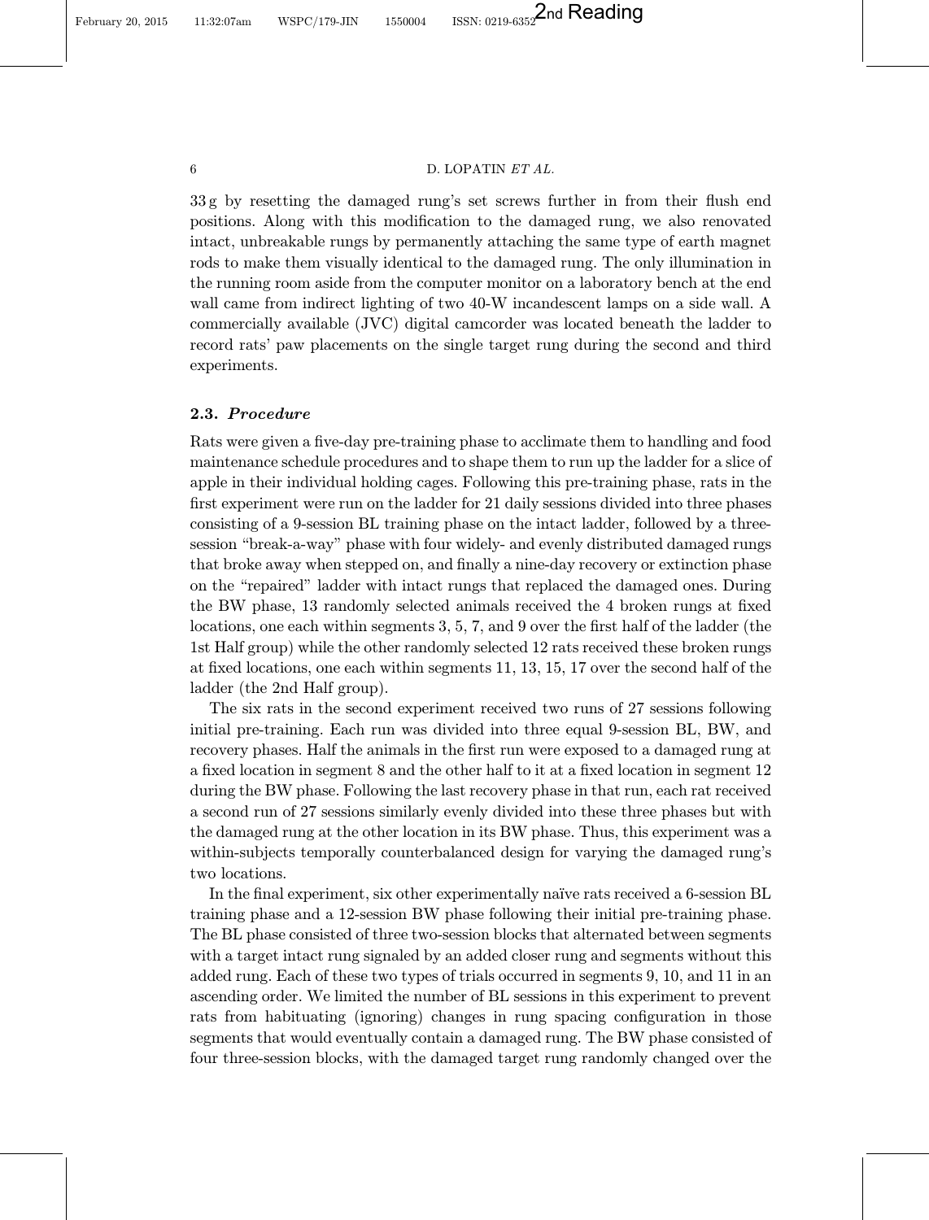33 g by resetting the damaged rung's set screws further in from their flush end positions. Along with this modification to the damaged rung, we also renovated intact, unbreakable rungs by permanently attaching the same type of earth magnet rods to make them visually identical to the damaged rung. The only illumination in the running room aside from the computer monitor on a laboratory bench at the end wall came from indirect lighting of two 40-W incandescent lamps on a side wall. A commercially available (JVC) digital camcorder was located beneath the ladder to record rats' paw placements on the single target rung during the second and third experiments.

### 2.3. *Procedure*

Rats were given a five-day pre-training phase to acclimate them to handling and food maintenance schedule procedures and to shape them to run up the ladder for a slice of apple in their individual holding cages. Following this pre-training phase, rats in the first experiment were run on the ladder for 21 daily sessions divided into three phases consisting of a 9-session BL training phase on the intact ladder, followed by a three-session "break-a-way" phase with four widely- and evenly distributed damaged rungs that broke away when stepped on, and finally a nine-day recovery or extinction phase on the "repaired" ladder with intact rungs that replaced the damaged ones. During the BW phase, 13 randomly selected animals received the 4 broken rungs at fixed locations, one each within segments 3, 5, 7, and 9 over the first half of the ladder (the 1st Half group) while the other randomly selected 12 rats received these broken rungs at fixed locations, one each within segments 11, 13, 15, 17 over the second half of the ladder (the 2nd Half group).

The six rats in the second experiment received two runs of 27 sessions following initial pre-training. Each run was divided into three equal 9-session BL, BW, and recovery phases. Half the animals in the first run were exposed to a damaged rung at a fixed location in segment 8 and the other half to it at a fixed location in segment 12 during the BW phase. Following the last recovery phase in that run, each rat received a second run of 27 sessions similarly evenly divided into these three phases but with the damaged rung at the other location in its BW phase. Thus, this experiment was a within-subjects temporally counterbalanced design for varying the damaged rung's two locations.

In the final experiment, six other experimentally naïve rats received a 6-session BL training phase and a 12-session BW phase following their initial pre-training phase. The BL phase consisted of three two-session blocks that alternated between segments with a target intact rung signaled by an added closer rung and segments without this added rung. Each of these two types of trials occurred in segments 9, 10, and 11 in an ascending order. We limited the number of BL sessions in this experiment to prevent rats from habituating (ignoring) changes in rung spacing configuration in those segments that would eventually contain a damaged rung. The BW phase consisted of four three-session blocks, with the damaged target rung randomly changed over the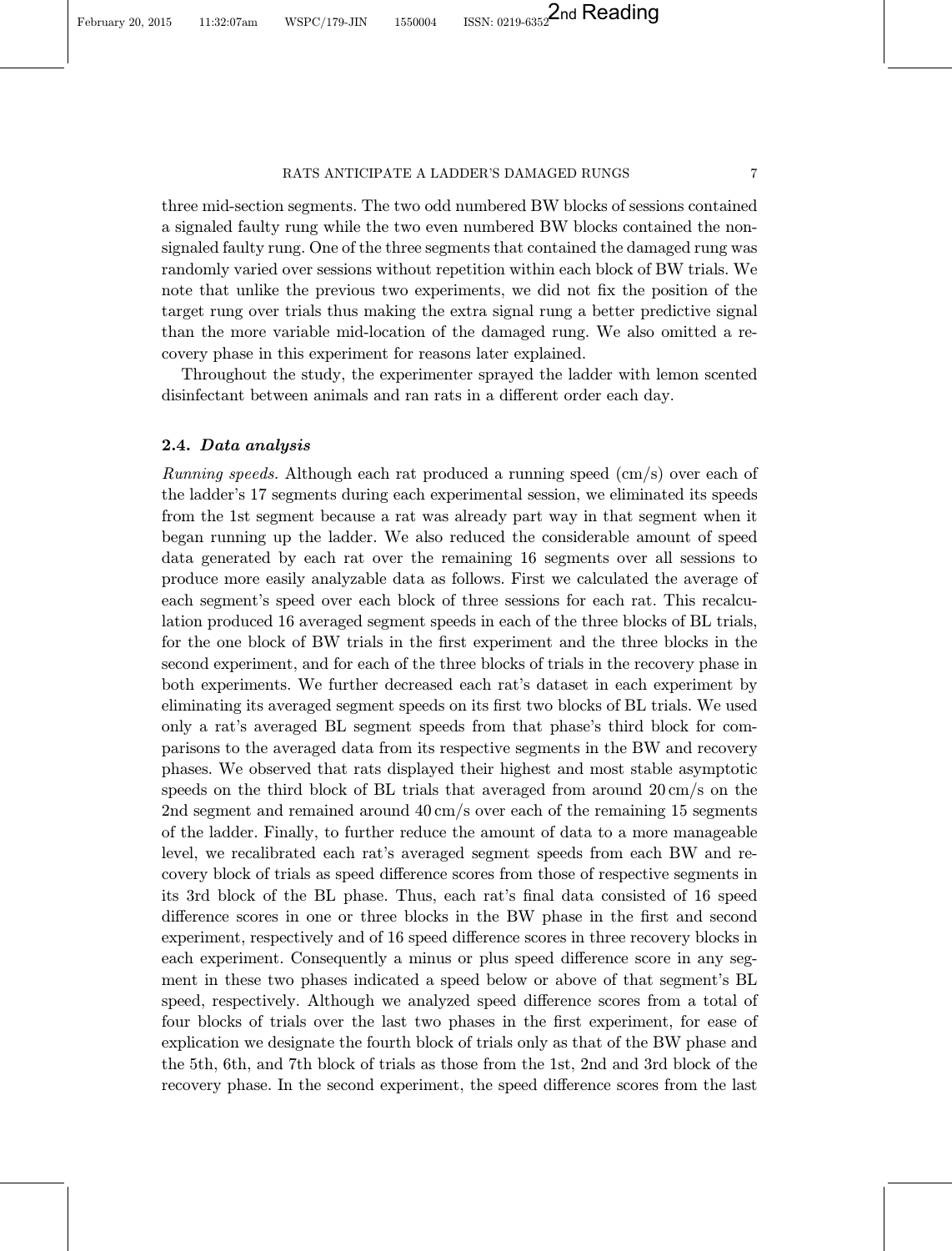three mid-section segments. The two odd numbered BW blocks of sessions contained a signaled faulty rung while the two even numbered BW blocks contained the non-signaled faulty rung. One of the three segments that contained the damaged rung was randomly varied over sessions without repetition within each block of BW trials. We note that unlike the previous two experiments, we did not fix the position of the target rung over trials thus making the extra signal rung a better predictive signal than the more variable mid-location of the damaged rung. We also omitted a recovery phase in this experiment for reasons later explained.

Throughout the study, the experimenter sprayed the ladder with lemon scented disinfectant between animals and ran rats in a different order each day.

### 2.4. *Data analysis*

*Running speeds.* Although each rat produced a running speed (cm/s) over each of the ladder's 17 segments during each experimental session, we eliminated its speeds from the 1st segment because a rat was already part way in that segment when it began running up the ladder. We also reduced the considerable amount of speed data generated by each rat over the remaining 16 segments over all sessions to produce more easily analyzable data as follows. First we calculated the average of each segment's speed over each block of three sessions for each rat. This recalculation produced 16 averaged segment speeds in each of the three blocks of BL trials, for the one block of BW trials in the first experiment and the three blocks in the second experiment, and for each of the three blocks of trials in the recovery phase in both experiments. We further decreased each rat's dataset in each experiment by eliminating its averaged segment speeds on its first two blocks of BL trials. We used only a rat's averaged BL segment speeds from that phase's third block for comparisons to the averaged data from its respective segments in the BW and recovery phases. We observed that rats displayed their highest and most stable asymptotic speeds on the third block of BL trials that averaged from around 20 cm/s on the 2nd segment and remained around 40 cm/s over each of the remaining 15 segments of the ladder. Finally, to further reduce the amount of data to a more manageable level, we recalibrated each rat's averaged segment speeds from each BW and recovery block of trials as speed difference scores from those of respective segments in its 3rd block of the BL phase. Thus, each rat's final data consisted of 16 speed difference scores in one or three blocks in the BW phase in the first and second experiment, respectively and of 16 speed difference scores in three recovery blocks in each experiment. Consequently a minus or plus speed difference score in any segment in these two phases indicated a speed below or above of that segment's BL speed, respectively. Although we analyzed speed difference scores from a total of four blocks of trials over the last two phases in the first experiment, for ease of explication we designate the fourth block of trials only as that of the BW phase and the 5th, 6th, and 7th block of trials as those from the 1st, 2nd and 3rd block of the recovery phase. In the second experiment, the speed difference scores from the last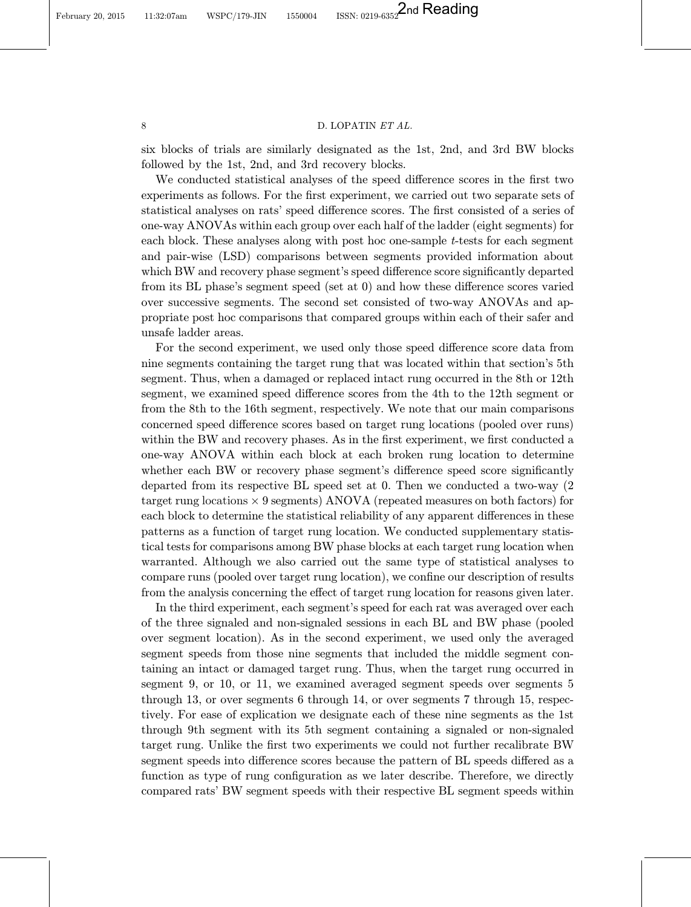six blocks of trials are similarly designated as the 1st, 2nd, and 3rd BW blocks followed by the 1st, 2nd, and 3rd recovery blocks.

We conducted statistical analyses of the speed difference scores in the first two experiments as follows. For the first experiment, we carried out two separate sets of statistical analyses on rats' speed difference scores. The first consisted of a series of one-way ANOVAs within each group over each half of the ladder (eight segments) for each block. These analyses along with post hoc one-sample $t$-tests for each segment and pair-wise (LSD) comparisons between segments provided information about which BW and recovery phase segment's speed difference score significantly departed from its BL phase's segment speed (set at 0) and how these difference scores varied over successive segments. The second set consisted of two-way ANOVAs and appropriate post hoc comparisons that compared groups within each of their safer and unsafe ladder areas.

For the second experiment, we used only those speed difference score data from nine segments containing the target rung that was located within that section's 5th segment. Thus, when a damaged or replaced intact rung occurred in the 8th or 12th segment, we examined speed difference scores from the 4th to the 12th segment or from the 8th to the 16th segment, respectively. We note that our main comparisons concerned speed difference scores based on target rung locations (pooled over runs) within the BW and recovery phases. As in the first experiment, we first conducted a one-way ANOVA within each block at each broken rung location to determine whether each BW or recovery phase segment's difference speed score significantly departed from its respective BL speed set at 0. Then we conducted a two-way (2 target rung locations $\times$ 9 segments) ANOVA (repeated measures on both factors) for each block to determine the statistical reliability of any apparent differences in these patterns as a function of target rung location. We conducted supplementary statistical tests for comparisons among BW phase blocks at each target rung location when warranted. Although we also carried out the same type of statistical analyses to compare runs (pooled over target rung location), we confine our description of results from the analysis concerning the effect of target rung location for reasons given later.

In the third experiment, each segment's speed for each rat was averaged over each of the three signaled and non-signaled sessions in each BL and BW phase (pooled over segment location). As in the second experiment, we used only the averaged segment speeds from those nine segments that included the middle segment containing an intact or damaged target rung. Thus, when the target rung occurred in segment 9, or 10, or 11, we examined averaged segment speeds over segments 5 through 13, or over segments 6 through 14, or over segments 7 through 15, respectively. For ease of explication we designate each of these nine segments as the 1st through 9th segment with its 5th segment containing a signaled or non-signaled target rung. Unlike the first two experiments we could not further recalibrate BW segment speeds into difference scores because the pattern of BL speeds differed as a function as type of rung configuration as we later describe. Therefore, we directly compared rats' BW segment speeds with their respective BL segment speeds within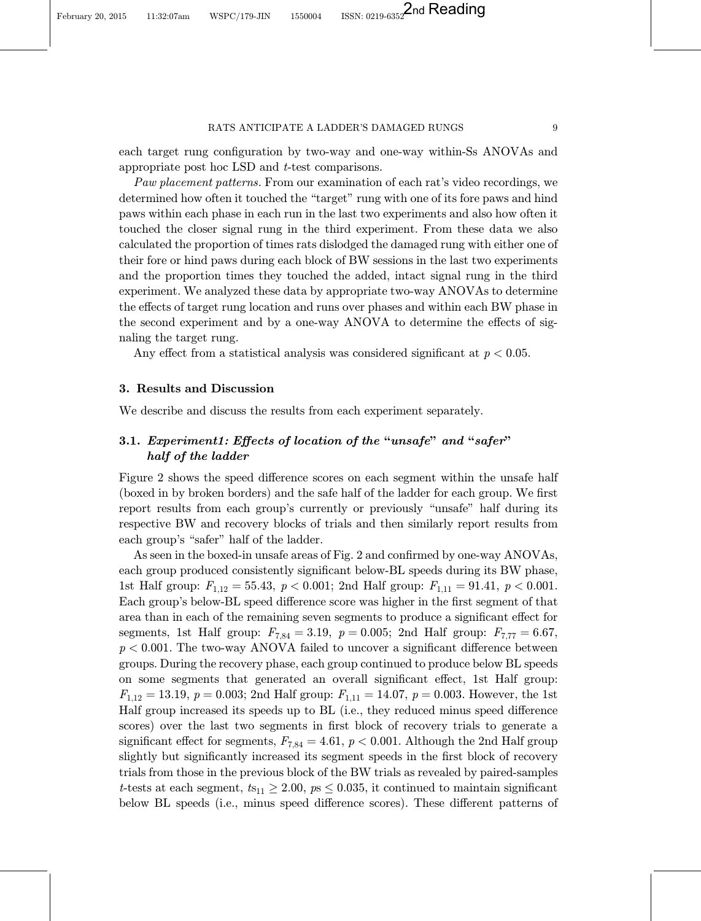each target rung configuration by two-way and one-way within-Ss ANOVAs and appropriate post hoc LSD and $t$-test comparisons.

*Paw placement patterns.* From our examination of each rat's video recordings, we determined how often it touched the "target" rung with one of its fore paws and hind paws within each phase in each run in the last two experiments and also how often it touched the closer signal rung in the third experiment. From these data we also calculated the proportion of times rats dislodged the damaged rung with either one of their fore or hind paws during each block of BW sessions in the last two experiments and the proportion times they touched the added, intact signal rung in the third experiment. We analyzed these data by appropriate two-way ANOVAs to determine the effects of target rung location and runs over phases and within each BW phase in the second experiment and by a one-way ANOVA to determine the effects of signaling the target rung.

Any effect from a statistical analysis was considered significant at $p < 0.05$.

## 3. Results and Discussion

We describe and discuss the results from each experiment separately.

### 3.1. *Experiment1: Effects of location of the "unsafe" and "safer" half of the ladder*

Figure 2 shows the speed difference scores on each segment within the unsafe half (boxed in by broken borders) and the safe half of the ladder for each group. We first report results from each group's currently or previously "unsafe" half during its respective BW and recovery blocks of trials and then similarly report results from each group's "safer" half of the ladder.

As seen in the boxed-in unsafe areas of Fig. 2 and confirmed by one-way ANOVAs, each group produced consistently significant below-BL speeds during its BW phase, 1st Half group: $F_{1,12} = 55.43$, $p < 0.001$; 2nd Half group: $F_{1,11} = 91.41$, $p < 0.001$. Each group's below-BL speed difference score was higher in the first segment of that area than in each of the remaining seven segments to produce a significant effect for segments, 1st Half group: $F_{7,84} = 3.19$, $p = 0.005$; 2nd Half group: $F_{7,77} = 6.67$, $p < 0.001$. The two-way ANOVA failed to uncover a significant difference between groups. During the recovery phase, each group continued to produce below BL speeds on some segments that generated an overall significant effect, 1st Half group: $F_{1,12} = 13.19$, $p = 0.003$; 2nd Half group: $F_{1,11} = 14.07$, $p = 0.003$. However, the 1st Half group increased its speeds up to BL (i.e., they reduced minus speed difference scores) over the last two segments in first block of recovery trials to generate a significant effect for segments, $F_{7,84} = 4.61$, $p < 0.001$. Although the 2nd Half group slightly but significantly increased its segment speeds in the first block of recovery trials from those in the previous block of the BW trials as revealed by paired-samples $t$-tests at each segment, $ts_{11} \geq 2.00$, $ps \leq 0.035$, it continued to maintain significant below BL speeds (i.e., minus speed difference scores). These different patterns of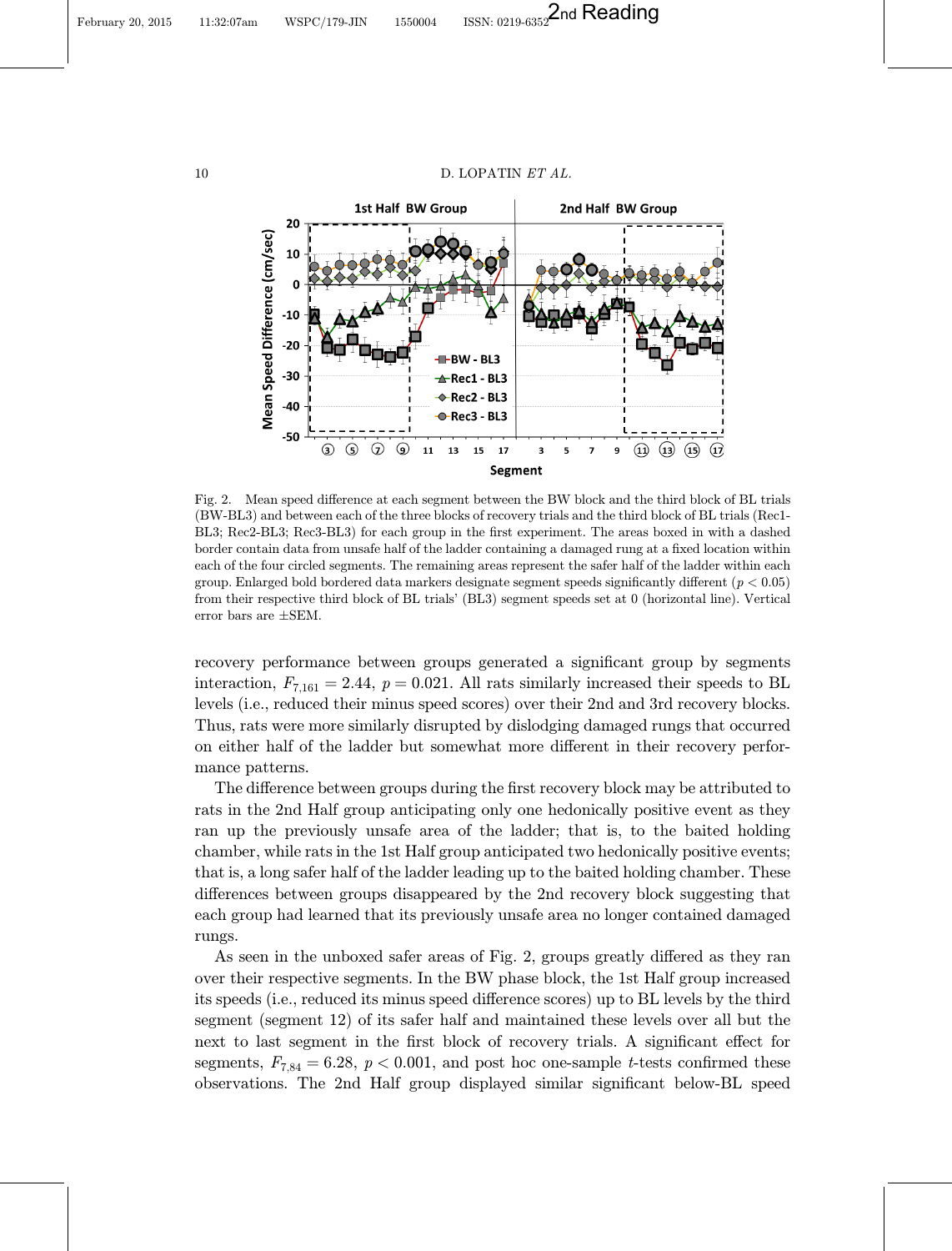Fig. 2. Mean speed difference at each segment between the BW block and the third block of BL trials (BW-BL3) and between each of the three blocks of recovery trials and the third block of BL trials (Rec1-BL3; Rec2-BL3; Rec3-BL3) for each group in the first experiment. The areas boxed in with a dashed border contain data from unsafe half of the ladder containing a damaged rung at a fixed location within each of the four circled segments. The remaining areas represent the safer half of the ladder within each group. Enlarged bold bordered data markers designate segment speeds significantly different ($p < 0.05$) from their respective third block of BL trials' (BL3) segment speeds set at 0 (horizontal line). Vertical error bars are ±SEM.

recovery performance between groups generated a significant group by segments interaction, $F_{7,161} = 2.44$, $p = 0.021$. All rats similarly increased their speeds to BL levels (i.e., reduced their minus speed scores) over their 2nd and 3rd recovery blocks. Thus, rats were more similarly disrupted by dislodging damaged rungs that occurred on either half of the ladder but somewhat more different in their recovery performance patterns.

The difference between groups during the first recovery block may be attributed to rats in the 2nd Half group anticipating only one hedonically positive event as they ran up the previously unsafe area of the ladder; that is, to the baited holding chamber, while rats in the 1st Half group anticipated two hedonically positive events; that is, a long safer half of the ladder leading up to the baited holding chamber. These differences between groups disappeared by the 2nd recovery block suggesting that each group had learned that its previously unsafe area no longer contained damaged rungs.

As seen in the unboxed safer areas of Fig. 2, groups greatly differed as they ran over their respective segments. In the BW phase block, the 1st Half group increased its speeds (i.e., reduced its minus speed difference scores) up to BL levels by the third segment (segment 12) of its safer half and maintained these levels over all but the next to last segment in the first block of recovery trials. A significant effect for segments, $F_{7,84} = 6.28$, $p < 0.001$, and post hoc one-sample $t$-tests confirmed these observations. The 2nd Half group displayed similar significant below-BL speed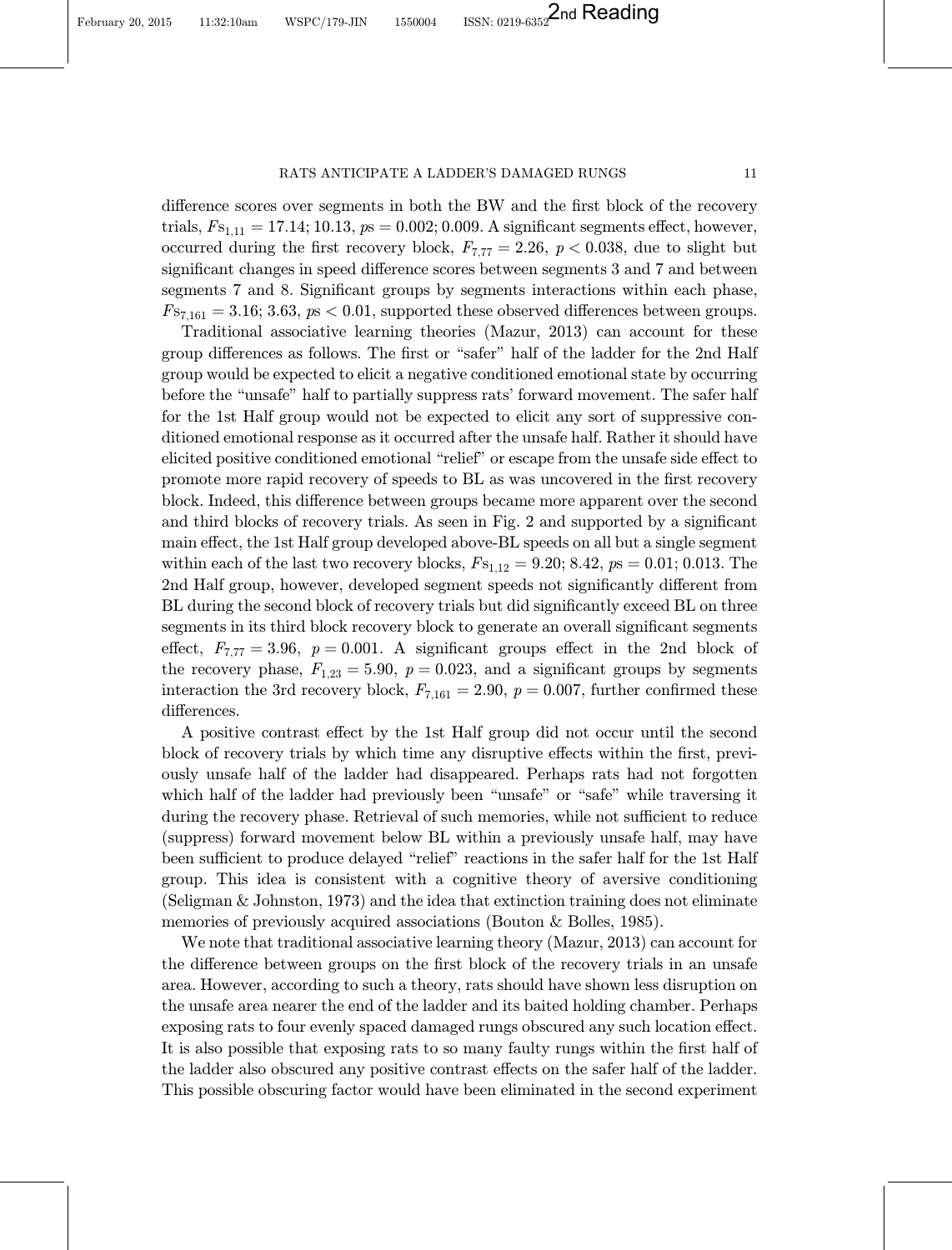difference scores over segments in both the BW and the first block of the recovery trials, $Fs_{1,11} = 17.14$; $10.13$, $ps = 0.002$; $0.009$. A significant segments effect, however, occurred during the first recovery block, $F_{7,77} = 2.26$, $p < 0.038$, due to slight but significant changes in speed difference scores between segments 3 and 7 and between segments 7 and 8. Significant groups by segments interactions within each phase, $Fs_{7,161} = 3.16$; $3.63$, $ps < 0.01$, supported these observed differences between groups.

Traditional associative learning theories (Mazur, 2013) can account for these group differences as follows. The first or "safer" half of the ladder for the 2nd Half group would be expected to elicit a negative conditioned emotional state by occurring before the "unsafe" half to partially suppress rats' forward movement. The safer half for the 1st Half group would not be expected to elicit any sort of suppressive conditioned emotional response as it occurred after the unsafe half. Rather it should have elicited positive conditioned emotional "relief" or escape from the unsafe side effect to promote more rapid recovery of speeds to BL as was uncovered in the first recovery block. Indeed, this difference between groups became more apparent over the second and third blocks of recovery trials. As seen in Fig. 2 and supported by a significant main effect, the 1st Half group developed above-BL speeds on all but a single segment within each of the last two recovery blocks, $Fs_{1,12} = 9.20$; $8.42$, $ps = 0.01$; $0.013$. The 2nd Half group, however, developed segment speeds not significantly different from BL during the second block of recovery trials but did significantly exceed BL on three segments in its third block recovery block to generate an overall significant segments effect, $F_{7,77} = 3.96$, $p = 0.001$. A significant groups effect in the 2nd block of the recovery phase, $F_{1,23} = 5.90$, $p = 0.023$, and a significant groups by segments interaction the 3rd recovery block, $F_{7,161} = 2.90$, $p = 0.007$, further confirmed these differences.

A positive contrast effect by the 1st Half group did not occur until the second block of recovery trials by which time any disruptive effects within the first, previously unsafe half of the ladder had disappeared. Perhaps rats had not forgotten which half of the ladder had previously been "unsafe" or "safe" while traversing it during the recovery phase. Retrieval of such memories, while not sufficient to reduce (suppress) forward movement below BL within a previously unsafe half, may have been sufficient to produce delayed "relief" reactions in the safer half for the 1st Half group. This idea is consistent with a cognitive theory of aversive conditioning (Seligman & Johnston, 1973) and the idea that extinction training does not eliminate memories of previously acquired associations (Bouton & Bolles, 1985).

We note that traditional associative learning theory (Mazur, 2013) can account for the difference between groups on the first block of the recovery trials in an unsafe area. However, according to such a theory, rats should have shown less disruption on the unsafe area nearer the end of the ladder and its baited holding chamber. Perhaps exposing rats to four evenly spaced damaged rungs obscured any such location effect. It is also possible that exposing rats to so many faulty rungs within the first half of the ladder also obscured any positive contrast effects on the safer half of the ladder. This possible obscuring factor would have been eliminated in the second experiment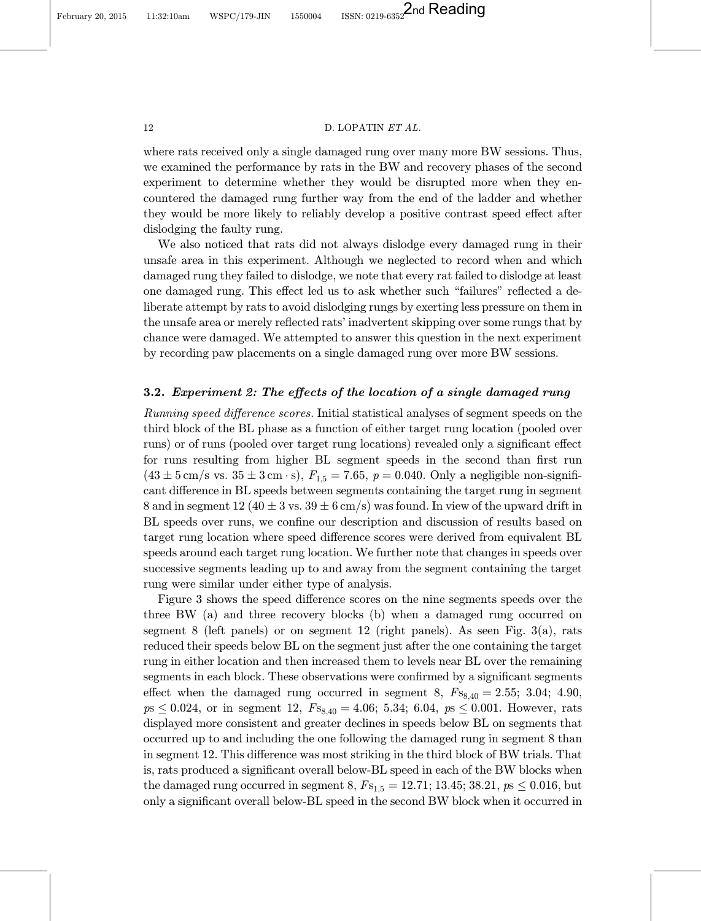where rats received only a single damaged rung over many more BW sessions. Thus, we examined the performance by rats in the BW and recovery phases of the second experiment to determine whether they would be disrupted more when they encountered the damaged rung further way from the end of the ladder and whether they would be more likely to reliably develop a positive contrast speed effect after dislodging the faulty rung.

We also noticed that rats did not always dislodge every damaged rung in their unsafe area in this experiment. Although we neglected to record when and which damaged rung they failed to dislodge, we note that every rat failed to dislodge at least one damaged rung. This effect led us to ask whether such "failures" reflected a deliberate attempt by rats to avoid dislodging rungs by exerting less pressure on them in the unsafe area or merely reflected rats' inadvertent skipping over some rungs that by chance were damaged. We attempted to answer this question in the next experiment by recording paw placements on a single damaged rung over more BW sessions.

### 3.2. *Experiment 2: The effects of the location of a single damaged rung*

*Running speed difference scores.* Initial statistical analyses of segment speeds on the third block of the BL phase as a function of either target rung location (pooled over runs) or of runs (pooled over target rung locations) revealed only a significant effect for runs resulting from higher BL segment speeds in the second than first run ($43 \pm 5\,\mathrm{cm/s}$ vs. $35 \pm 3\,\mathrm{cm \cdot s}$), $F_{1,5} = 7.65$, $p = 0.040$. Only a negligible non-significant difference in BL speeds between segments containing the target rung in segment 8 and in segment 12 ($40 \pm 3$ vs. $39 \pm 6\,\mathrm{cm/s}$) was found. In view of the upward drift in BL speeds over runs, we confine our description and discussion of results based on target rung location where speed difference scores were derived from equivalent BL speeds around each target rung location. We further note that changes in speeds over successive segments leading up to and away from the segment containing the target rung were similar under either type of analysis.

Figure 3 shows the speed difference scores on the nine segments speeds over the three BW (a) and three recovery blocks (b) when a damaged rung occurred on segment 8 (left panels) or on segment 12 (right panels). As seen Fig. 3(a), rats reduced their speeds below BL on the segment just after the one containing the target rung in either location and then increased them to levels near BL over the remaining segments in each block. These observations were confirmed by a significant segments effect when the damaged rung occurred in segment 8, $Fs_{8,40} = 2.55$; 3.04; 4.90, $ps \leq 0.024$, or in segment 12, $Fs_{8,40} = 4.06$; 5.34; 6.04, $ps \leq 0.001$. However, rats displayed more consistent and greater declines in speeds below BL on segments that occurred up to and including the one following the damaged rung in segment 8 than in segment 12. This difference was most striking in the third block of BW trials. That is, rats produced a significant overall below-BL speed in each of the BW blocks when the damaged rung occurred in segment 8, $Fs_{1,5} = 12.71$; 13.45; 38.21, $ps \leq 0.016$, but only a significant overall below-BL speed in the second BW block when it occurred in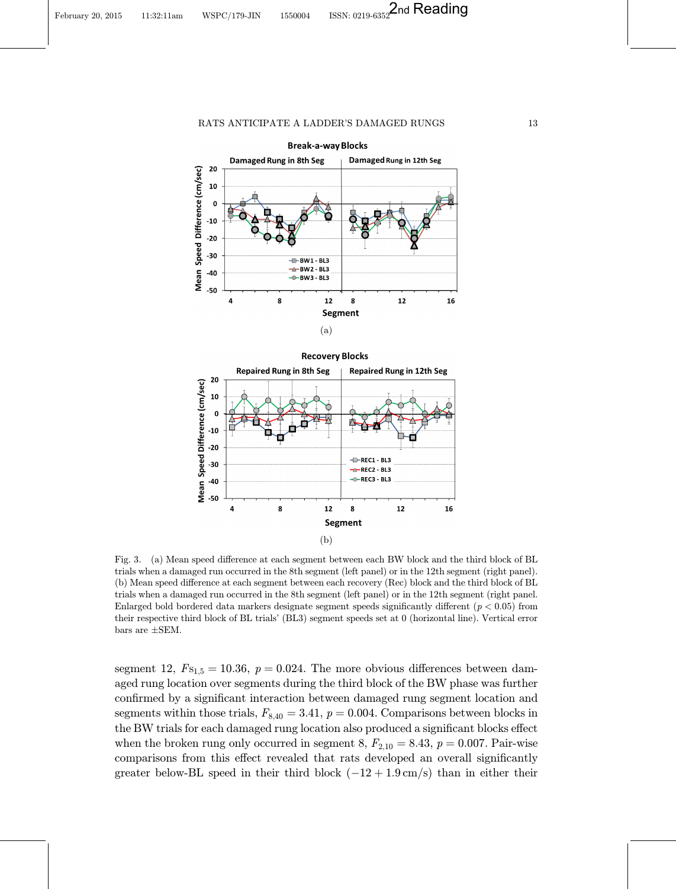Fig. 3. (a) Mean speed difference at each segment between each BW block and the third block of BL trials when a damaged run occurred in the 8th segment (left panel) or in the 12th segment (right panel). (b) Mean speed difference at each segment between each recovery (Rec) block and the third block of BL trials when a damaged run occurred in the 8th segment (left panel) or in the 12th segment (right panel. Enlarged bold bordered data markers designate segment speeds significantly different ($p < 0.05$) from their respective third block of BL trials' (BL3) segment speeds set at 0 (horizontal line). Vertical error bars are ±SEM.

segment 12, $Fs_{1,5} = 10.36$, $p = 0.024$. The more obvious differences between damaged rung location over segments during the third block of the BW phase was further confirmed by a significant interaction between damaged rung segment location and segments within those trials, $F_{8,40} = 3.41$, $p = 0.004$. Comparisons between blocks in the BW trials for each damaged rung location also produced a significant blocks effect when the broken rung only occurred in segment 8, $F_{2,10} = 8.43$, $p = 0.007$. Pair-wise comparisons from this effect revealed that rats developed an overall significantly greater below-BL speed in their third block ($-12 + 1.9$ cm/s) than in either their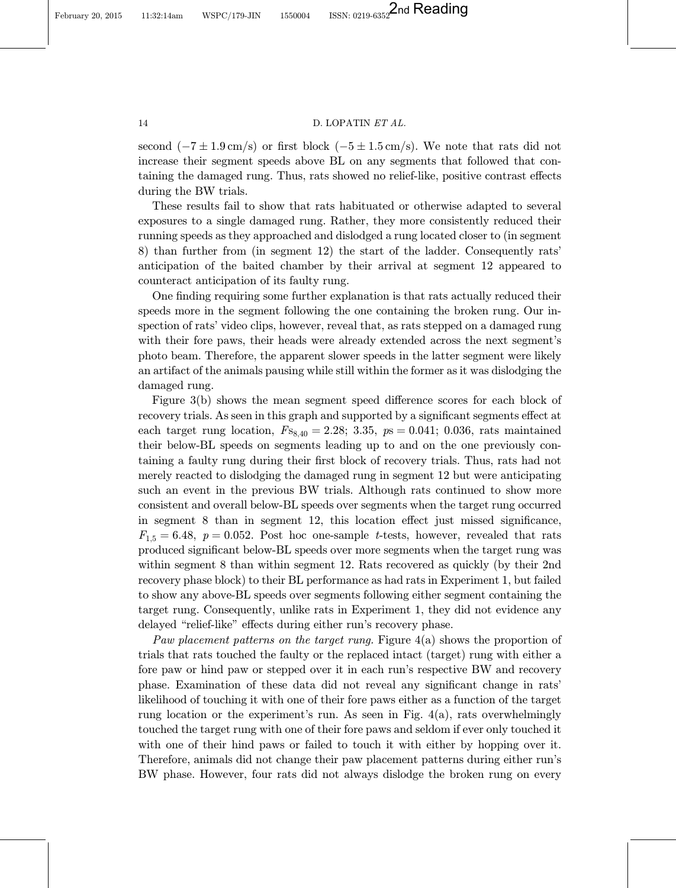second ($-7 \pm 1.9$ cm/s) or first block ($-5 \pm 1.5$ cm/s). We note that rats did not increase their segment speeds above BL on any segments that followed that containing the damaged rung. Thus, rats showed no relief-like, positive contrast effects during the BW trials.

These results fail to show that rats habituated or otherwise adapted to several exposures to a single damaged rung. Rather, they more consistently reduced their running speeds as they approached and dislodged a rung located closer to (in segment 8) than further from (in segment 12) the start of the ladder. Consequently rats' anticipation of the baited chamber by their arrival at segment 12 appeared to counteract anticipation of its faulty rung.

One finding requiring some further explanation is that rats actually reduced their speeds more in the segment following the one containing the broken rung. Our inspection of rats' video clips, however, reveal that, as rats stepped on a damaged rung with their fore paws, their heads were already extended across the next segment's photo beam. Therefore, the apparent slower speeds in the latter segment were likely an artifact of the animals pausing while still within the former as it was dislodging the damaged rung.

Figure 3(b) shows the mean segment speed difference scores for each block of recovery trials. As seen in this graph and supported by a significant segments effect at each target rung location, $F\text{s}_{8,40} = 2.28$; $3.35$, $p\text{s} = 0.041$; $0.036$, rats maintained their below-BL speeds on segments leading up to and on the one previously containing a faulty rung during their first block of recovery trials. Thus, rats had not merely reacted to dislodging the damaged rung in segment 12 but were anticipating such an event in the previous BW trials. Although rats continued to show more consistent and overall below-BL speeds over segments when the target rung occurred in segment 8 than in segment 12, this location effect just missed significance, $F_{1,5} = 6.48$, $p = 0.052$. Post hoc one-sample $t$-tests, however, revealed that rats produced significant below-BL speeds over more segments when the target rung was within segment 8 than within segment 12. Rats recovered as quickly (by their 2nd recovery phase block) to their BL performance as had rats in Experiment 1, but failed to show any above-BL speeds over segments following either segment containing the target rung. Consequently, unlike rats in Experiment 1, they did not evidence any delayed "relief-like" effects during either run's recovery phase.

*Paw placement patterns on the target rung.* Figure 4(a) shows the proportion of trials that rats touched the faulty or the replaced intact (target) rung with either a fore paw or hind paw or stepped over it in each run's respective BW and recovery phase. Examination of these data did not reveal any significant change in rats' likelihood of touching it with one of their fore paws either as a function of the target rung location or the experiment's run. As seen in Fig. 4(a), rats overwhelmingly touched the target rung with one of their fore paws and seldom if ever only touched it with one of their hind paws or failed to touch it with either by hopping over it. Therefore, animals did not change their paw placement patterns during either run's BW phase. However, four rats did not always dislodge the broken rung on every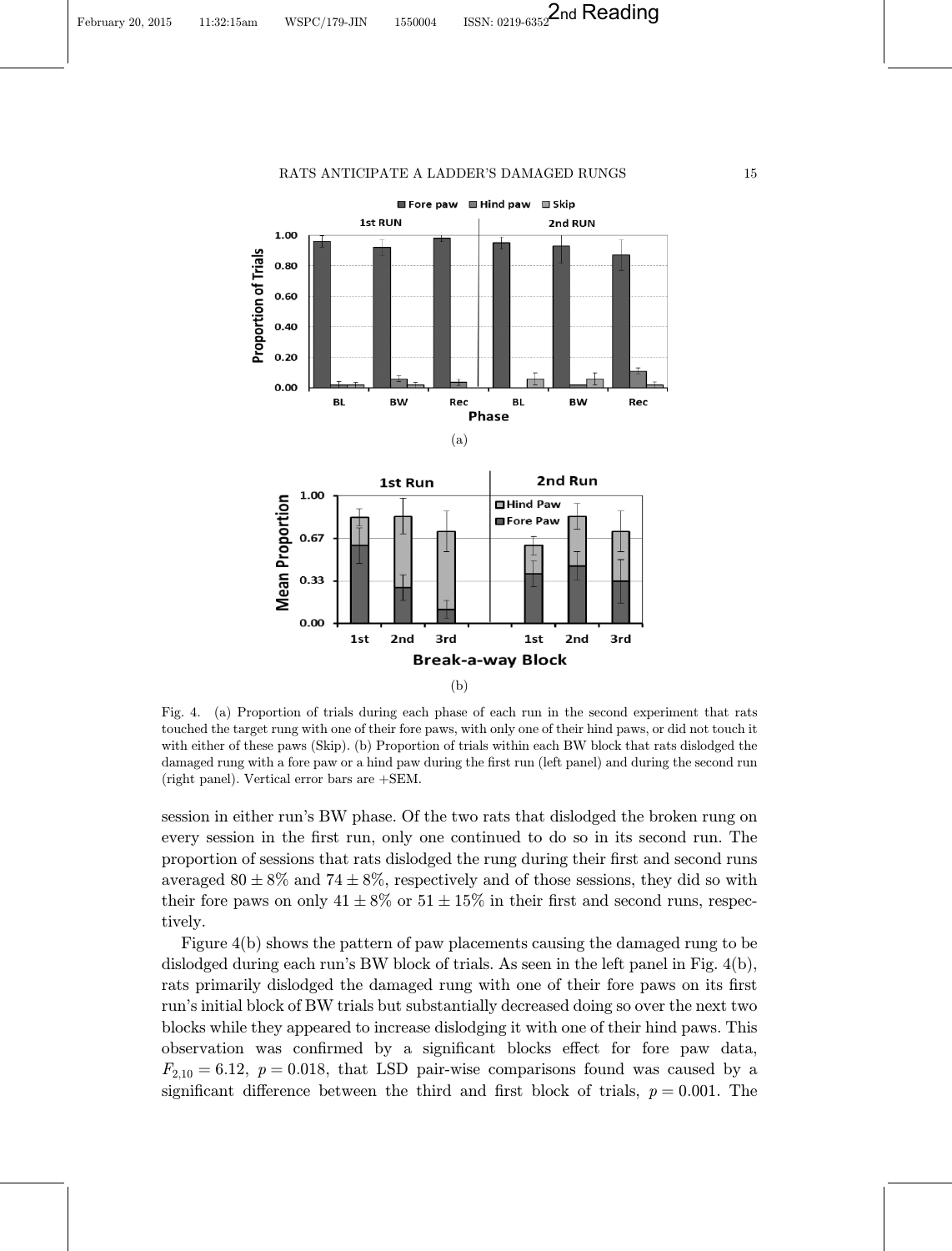Fig. 4. (a) Proportion of trials during each phase of each run in the second experiment that rats touched the target rung with one of their fore paws, with only one of their hind paws, or did not touch it with either of these paws (Skip). (b) Proportion of trials within each BW block that rats dislodged the damaged rung with a fore paw or a hind paw during the first run (left panel) and during the second run (right panel). Vertical error bars are +SEM.

session in either run's BW phase. Of the two rats that dislodged the broken rung on every session in the first run, only one continued to do so in its second run. The proportion of sessions that rats dislodged the rung during their first and second runs averaged $80 \pm 8\%$ and $74 \pm 8\%$, respectively and of those sessions, they did so with their fore paws on only $41 \pm 8\%$ or $51 \pm 15\%$ in their first and second runs, respectively.

Figure 4(b) shows the pattern of paw placements causing the damaged rung to be dislodged during each run's BW block of trials. As seen in the left panel in Fig. 4(b), rats primarily dislodged the damaged rung with one of their fore paws on its first run's initial block of BW trials but substantially decreased doing so over the next two blocks while they appeared to increase dislodging it with one of their hind paws. This observation was confirmed by a significant blocks effect for fore paw data, $F_{2,10} = 6.12$, $p = 0.018$, that LSD pair-wise comparisons found was caused by a significant difference between the third and first block of trials, $p = 0.001$. The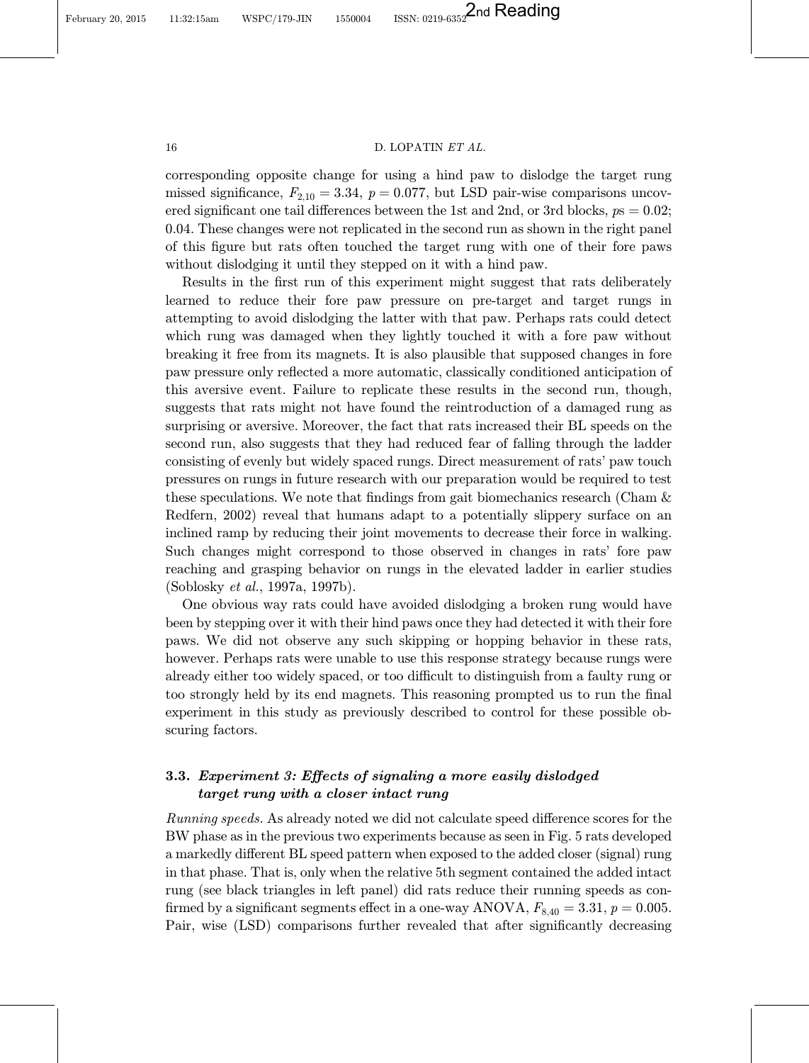corresponding opposite change for using a hind paw to dislodge the target rung missed significance, $F_{2,10} = 3.34$, $p = 0.077$, but LSD pair-wise comparisons uncovered significant one tail differences between the 1st and 2nd, or 3rd blocks, $ps = 0.02$; 0.04. These changes were not replicated in the second run as shown in the right panel of this figure but rats often touched the target rung with one of their fore paws without dislodging it until they stepped on it with a hind paw.

Results in the first run of this experiment might suggest that rats deliberately learned to reduce their fore paw pressure on pre-target and target rungs in attempting to avoid dislodging the latter with that paw. Perhaps rats could detect which rung was damaged when they lightly touched it with a fore paw without breaking it free from its magnets. It is also plausible that supposed changes in fore paw pressure only reflected a more automatic, classically conditioned anticipation of this aversive event. Failure to replicate these results in the second run, though, suggests that rats might not have found the reintroduction of a damaged rung as surprising or aversive. Moreover, the fact that rats increased their BL speeds on the second run, also suggests that they had reduced fear of falling through the ladder consisting of evenly but widely spaced rungs. Direct measurement of rats' paw touch pressures on rungs in future research with our preparation would be required to test these speculations. We note that findings from gait biomechanics research (Cham & Redfern, 2002) reveal that humans adapt to a potentially slippery surface on an inclined ramp by reducing their joint movements to decrease their force in walking. Such changes might correspond to those observed in changes in rats' fore paw reaching and grasping behavior on rungs in the elevated ladder in earlier studies (Soblosky *et al.*, 1997a, 1997b).

One obvious way rats could have avoided dislodging a broken rung would have been by stepping over it with their hind paws once they had detected it with their fore paws. We did not observe any such skipping or hopping behavior in these rats, however. Perhaps rats were unable to use this response strategy because rungs were already either too widely spaced, or too difficult to distinguish from a faulty rung or too strongly held by its end magnets. This reasoning prompted us to run the final experiment in this study as previously described to control for these possible obscuring factors.

### 3.3. *Experiment 3: Effects of signaling a more easily dislodged target rung with a closer intact rung*

*Running speeds.* As already noted we did not calculate speed difference scores for the BW phase as in the previous two experiments because as seen in Fig. 5 rats developed a markedly different BL speed pattern when exposed to the added closer (signal) rung in that phase. That is, only when the relative 5th segment contained the added intact rung (see black triangles in left panel) did rats reduce their running speeds as confirmed by a significant segments effect in a one-way ANOVA, $F_{8,40} = 3.31$, $p = 0.005$. Pair, wise (LSD) comparisons further revealed that after significantly decreasing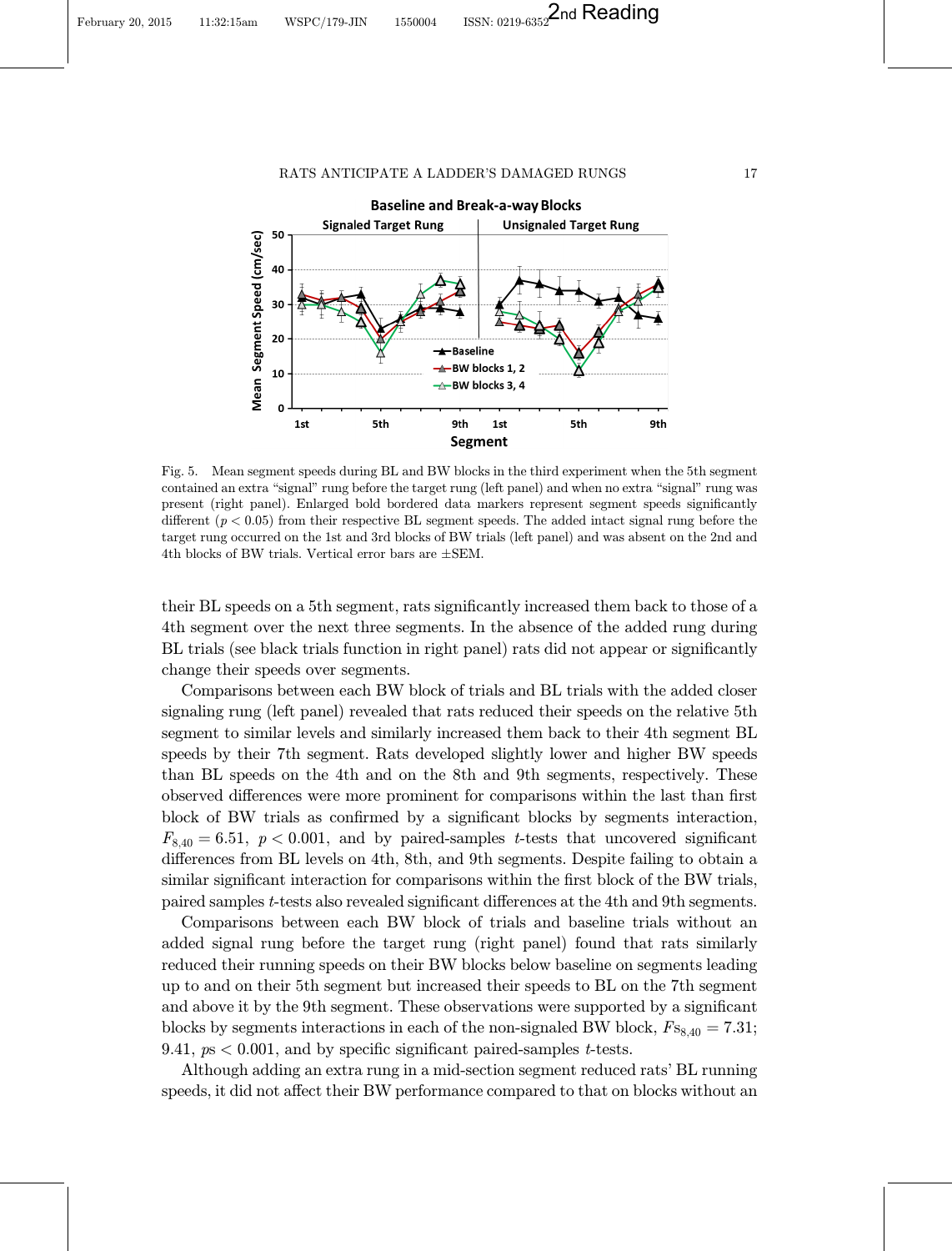Fig. 5. Mean segment speeds during BL and BW blocks in the third experiment when the 5th segment contained an extra "signal" rung before the target rung (left panel) and when no extra "signal" rung was present (right panel). Enlarged bold bordered data markers represent segment speeds significantly different ($p < 0.05$) from their respective BL segment speeds. The added intact signal rung before the target rung occurred on the 1st and 3rd blocks of BW trials (left panel) and was absent on the 2nd and 4th blocks of BW trials. Vertical error bars are ±SEM.

their BL speeds on a 5th segment, rats significantly increased them back to those of a 4th segment over the next three segments. In the absence of the added rung during BL trials (see black trials function in right panel) rats did not appear or significantly change their speeds over segments.

Comparisons between each BW block of trials and BL trials with the added closer signaling rung (left panel) revealed that rats reduced their speeds on the relative 5th segment to similar levels and similarly increased them back to their 4th segment BL speeds by their 7th segment. Rats developed slightly lower and higher BW speeds than BL speeds on the 4th and on the 8th and 9th segments, respectively. These observed differences were more prominent for comparisons within the last than first block of BW trials as confirmed by a significant blocks by segments interaction, $F_{8,40} = 6.51$, $p < 0.001$, and by paired-samples $t$-tests that uncovered significant differences from BL levels on 4th, 8th, and 9th segments. Despite failing to obtain a similar significant interaction for comparisons within the first block of the BW trials, paired samples $t$-tests also revealed significant differences at the 4th and 9th segments.

Comparisons between each BW block of trials and baseline trials without an added signal rung before the target rung (right panel) found that rats similarly reduced their running speeds on their BW blocks below baseline on segments leading up to and on their 5th segment but increased their speeds to BL on the 7th segment and above it by the 9th segment. These observations were supported by a significant blocks by segments interactions in each of the non-signaled BW block, $Fs_{8,40} = 7.31$; $9.41$, $ps < 0.001$, and by specific significant paired-samples $t$-tests.

Although adding an extra rung in a mid-section segment reduced rats' BL running speeds, it did not affect their BW performance compared to that on blocks without an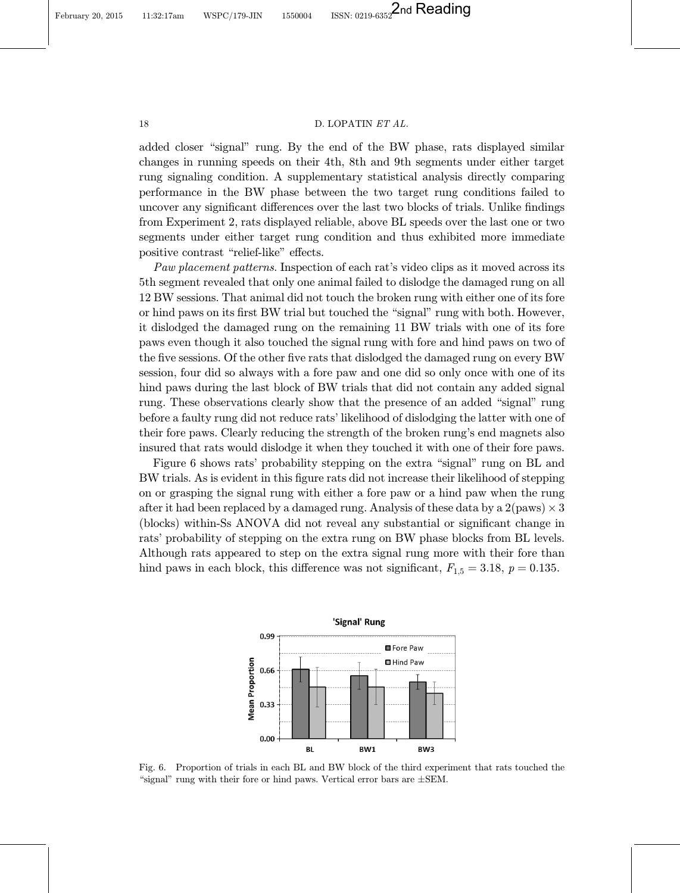added closer "signal" rung. By the end of the BW phase, rats displayed similar changes in running speeds on their 4th, 8th and 9th segments under either target rung signaling condition. A supplementary statistical analysis directly comparing performance in the BW phase between the two target rung conditions failed to uncover any significant differences over the last two blocks of trials. Unlike findings from Experiment 2, rats displayed reliable, above BL speeds over the last one or two segments under either target rung condition and thus exhibited more immediate positive contrast "relief-like" effects.

*Paw placement patterns.* Inspection of each rat's video clips as it moved across its 5th segment revealed that only one animal failed to dislodge the damaged rung on all 12 BW sessions. That animal did not touch the broken rung with either one of its fore or hind paws on its first BW trial but touched the "signal" rung with both. However, it dislodged the damaged rung on the remaining 11 BW trials with one of its fore paws even though it also touched the signal rung with fore and hind paws on two of the five sessions. Of the other five rats that dislodged the damaged rung on every BW session, four did so always with a fore paw and one did so only once with one of its hind paws during the last block of BW trials that did not contain any added signal rung. These observations clearly show that the presence of an added "signal" rung before a faulty rung did not reduce rats' likelihood of dislodging the latter with one of their fore paws. Clearly reducing the strength of the broken rung's end magnets also insured that rats would dislodge it when they touched it with one of their fore paws.

Figure 6 shows rats' probability stepping on the extra "signal" rung on BL and BW trials. As is evident in this figure rats did not increase their likelihood of stepping on or grasping the signal rung with either a fore paw or a hind paw when the rung after it had been replaced by a damaged rung. Analysis of these data by a 2(paws) $\times$ 3 (blocks) within-Ss ANOVA did not reveal any substantial or significant change in rats' probability of stepping on the extra rung on BW phase blocks from BL levels. Although rats appeared to step on the extra signal rung more with their fore than hind paws in each block, this difference was not significant, $F_{1,5} = 3.18$, $p = 0.135$.

Fig. 6. Proportion of trials in each BL and BW block of the third experiment that rats touched the "signal" rung with their fore or hind paws. Vertical error bars are ±SEM.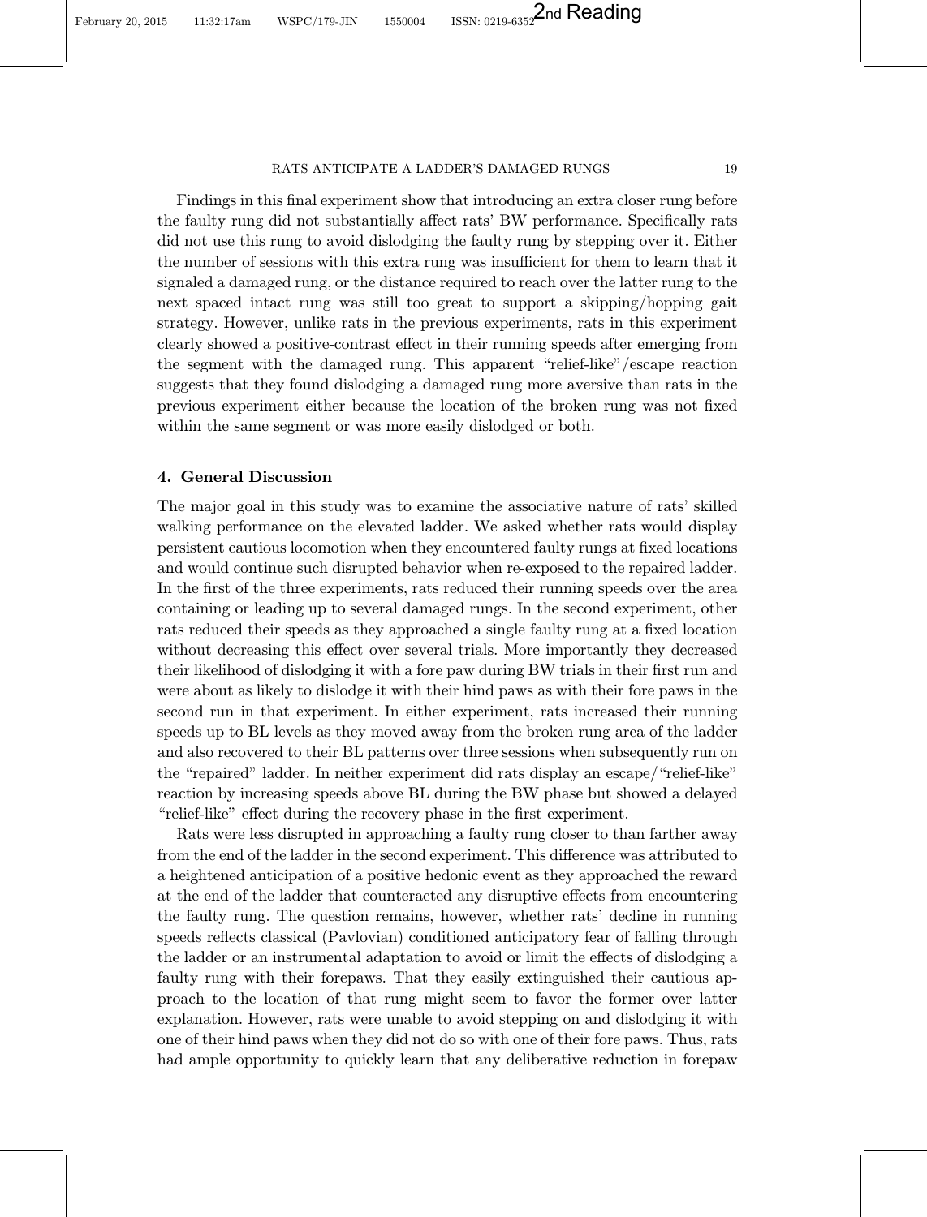Findings in this final experiment show that introducing an extra closer rung before the faulty rung did not substantially affect rats' BW performance. Specifically rats did not use this rung to avoid dislodging the faulty rung by stepping over it. Either the number of sessions with this extra rung was insufficient for them to learn that it signaled a damaged rung, or the distance required to reach over the latter rung to the next spaced intact rung was still too great to support a skipping/hopping gait strategy. However, unlike rats in the previous experiments, rats in this experiment clearly showed a positive-contrast effect in their running speeds after emerging from the segment with the damaged rung. This apparent "relief-like"/escape reaction suggests that they found dislodging a damaged rung more aversive than rats in the previous experiment either because the location of the broken rung was not fixed within the same segment or was more easily dislodged or both.

## 4. General Discussion

The major goal in this study was to examine the associative nature of rats' skilled walking performance on the elevated ladder. We asked whether rats would display persistent cautious locomotion when they encountered faulty rungs at fixed locations and would continue such disrupted behavior when re-exposed to the repaired ladder. In the first of the three experiments, rats reduced their running speeds over the area containing or leading up to several damaged rungs. In the second experiment, other rats reduced their speeds as they approached a single faulty rung at a fixed location without decreasing this effect over several trials. More importantly they decreased their likelihood of dislodging it with a fore paw during BW trials in their first run and were about as likely to dislodge it with their hind paws as with their fore paws in the second run in that experiment. In either experiment, rats increased their running speeds up to BL levels as they moved away from the broken rung area of the ladder and also recovered to their BL patterns over three sessions when subsequently run on the "repaired" ladder. In neither experiment did rats display an escape/"relief-like" reaction by increasing speeds above BL during the BW phase but showed a delayed "relief-like" effect during the recovery phase in the first experiment.

Rats were less disrupted in approaching a faulty rung closer to than farther away from the end of the ladder in the second experiment. This difference was attributed to a heightened anticipation of a positive hedonic event as they approached the reward at the end of the ladder that counteracted any disruptive effects from encountering the faulty rung. The question remains, however, whether rats' decline in running speeds reflects classical (Pavlovian) conditioned anticipatory fear of falling through the ladder or an instrumental adaptation to avoid or limit the effects of dislodging a faulty rung with their forepaws. That they easily extinguished their cautious approach to the location of that rung might seem to favor the former over latter explanation. However, rats were unable to avoid stepping on and dislodging it with one of their hind paws when they did not do so with one of their fore paws. Thus, rats had ample opportunity to quickly learn that any deliberative reduction in forepaw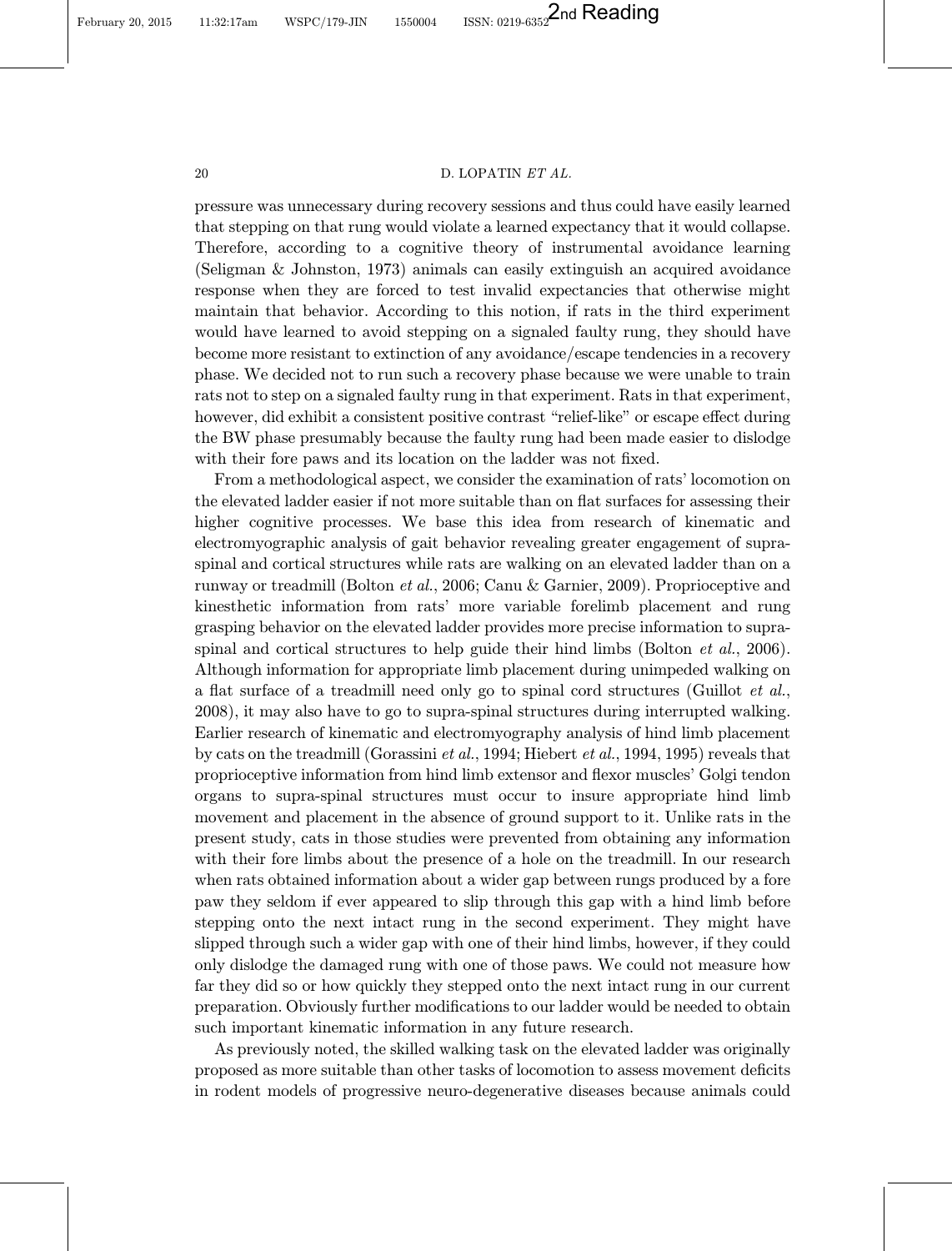pressure was unnecessary during recovery sessions and thus could have easily learned that stepping on that rung would violate a learned expectancy that it would collapse. Therefore, according to a cognitive theory of instrumental avoidance learning (Seligman & Johnston, 1973) animals can easily extinguish an acquired avoidance response when they are forced to test invalid expectancies that otherwise might maintain that behavior. According to this notion, if rats in the third experiment would have learned to avoid stepping on a signaled faulty rung, they should have become more resistant to extinction of any avoidance/escape tendencies in a recovery phase. We decided not to run such a recovery phase because we were unable to train rats not to step on a signaled faulty rung in that experiment. Rats in that experiment, however, did exhibit a consistent positive contrast "relief-like" or escape effect during the BW phase presumably because the faulty rung had been made easier to dislodge with their fore paws and its location on the ladder was not fixed.

From a methodological aspect, we consider the examination of rats' locomotion on the elevated ladder easier if not more suitable than on flat surfaces for assessing their higher cognitive processes. We base this idea from research of kinematic and electromyographic analysis of gait behavior revealing greater engagement of supra-spinal and cortical structures while rats are walking on an elevated ladder than on a runway or treadmill (Bolton *et al.*, 2006; Canu & Garnier, 2009). Proprioceptive and kinesthetic information from rats' more variable forelimb placement and rung grasping behavior on the elevated ladder provides more precise information to supra-spinal and cortical structures to help guide their hind limbs (Bolton *et al.*, 2006). Although information for appropriate limb placement during unimpeded walking on a flat surface of a treadmill need only go to spinal cord structures (Guillot *et al.*, 2008), it may also have to go to supra-spinal structures during interrupted walking. Earlier research of kinematic and electromyography analysis of hind limb placement by cats on the treadmill (Gorassini *et al.*, 1994; Hiebert *et al.*, 1994, 1995) reveals that proprioceptive information from hind limb extensor and flexor muscles' Golgi tendon organs to supra-spinal structures must occur to insure appropriate hind limb movement and placement in the absence of ground support to it. Unlike rats in the present study, cats in those studies were prevented from obtaining any information with their fore limbs about the presence of a hole on the treadmill. In our research when rats obtained information about a wider gap between rungs produced by a fore paw they seldom if ever appeared to slip through this gap with a hind limb before stepping onto the next intact rung in the second experiment. They might have slipped through such a wider gap with one of their hind limbs, however, if they could only dislodge the damaged rung with one of those paws. We could not measure how far they did so or how quickly they stepped onto the next intact rung in our current preparation. Obviously further modifications to our ladder would be needed to obtain such important kinematic information in any future research.

As previously noted, the skilled walking task on the elevated ladder was originally proposed as more suitable than other tasks of locomotion to assess movement deficits in rodent models of progressive neuro-degenerative diseases because animals could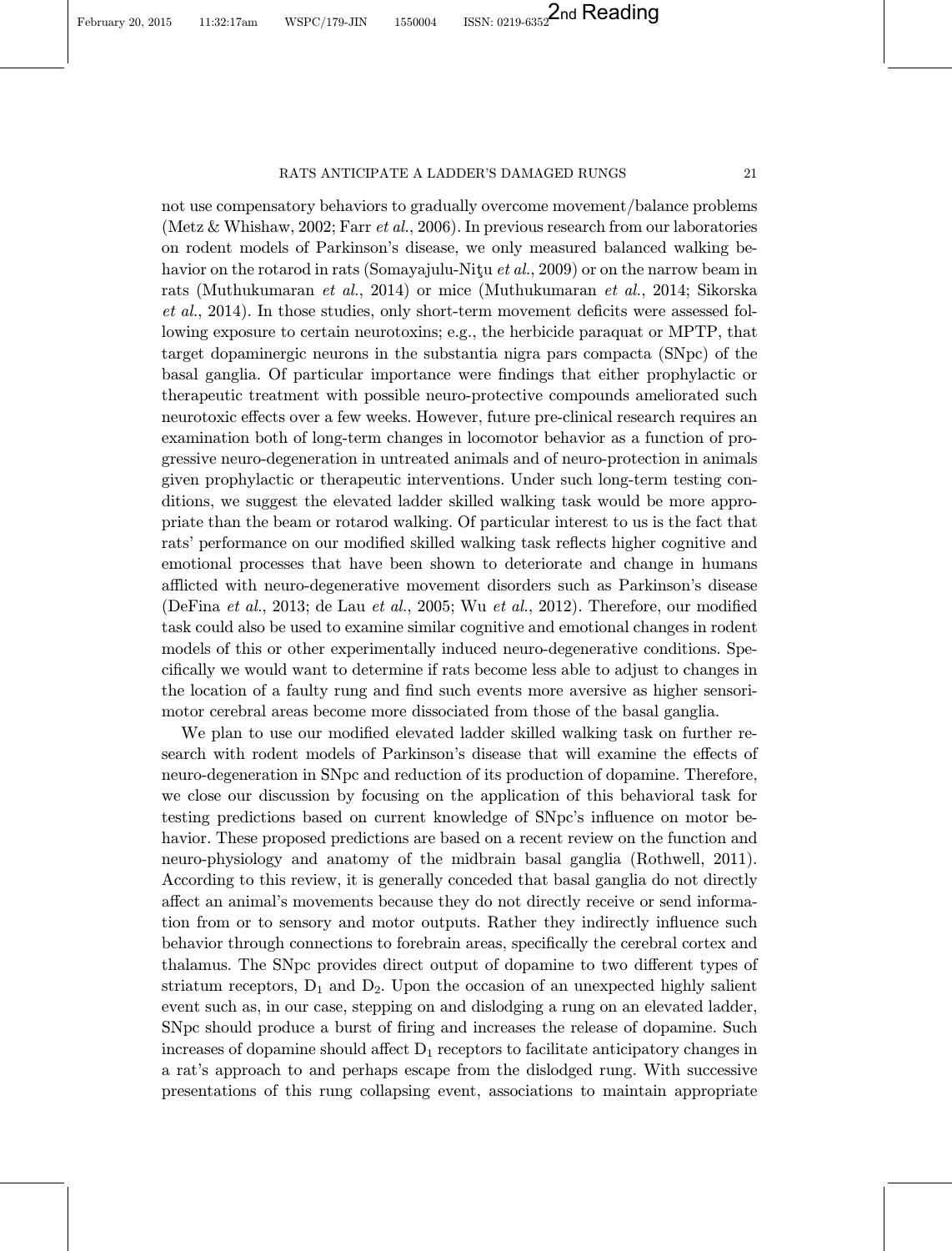not use compensatory behaviors to gradually overcome movement/balance problems (Metz & Whishaw, 2002; Farr *et al.*, 2006). In previous research from our laboratories on rodent models of Parkinson's disease, we only measured balanced walking behavior on the rotarod in rats (Somayajulu-Niţu *et al.*, 2009) or on the narrow beam in rats (Muthukumaran *et al.*, 2014) or mice (Muthukumaran *et al.*, 2014; Sikorska *et al.*, 2014). In those studies, only short-term movement deficits were assessed following exposure to certain neurotoxins; e.g., the herbicide paraquat or MPTP, that target dopaminergic neurons in the substantia nigra pars compacta (SNpc) of the basal ganglia. Of particular importance were findings that either prophylactic or therapeutic treatment with possible neuro-protective compounds ameliorated such neurotoxic effects over a few weeks. However, future pre-clinical research requires an examination both of long-term changes in locomotor behavior as a function of progressive neuro-degeneration in untreated animals and of neuro-protection in animals given prophylactic or therapeutic interventions. Under such long-term testing conditions, we suggest the elevated ladder skilled walking task would be more appropriate than the beam or rotarod walking. Of particular interest to us is the fact that rats' performance on our modified skilled walking task reflects higher cognitive and emotional processes that have been shown to deteriorate and change in humans afflicted with neuro-degenerative movement disorders such as Parkinson's disease (DeFina *et al.*, 2013; de Lau *et al.*, 2005; Wu *et al.*, 2012). Therefore, our modified task could also be used to examine similar cognitive and emotional changes in rodent models of this or other experimentally induced neuro-degenerative conditions. Specifically we would want to determine if rats become less able to adjust to changes in the location of a faulty rung and find such events more aversive as higher sensorimotor cerebral areas become more dissociated from those of the basal ganglia.

We plan to use our modified elevated ladder skilled walking task on further research with rodent models of Parkinson's disease that will examine the effects of neuro-degeneration in SNpc and reduction of its production of dopamine. Therefore, we close our discussion by focusing on the application of this behavioral task for testing predictions based on current knowledge of SNpc's influence on motor behavior. These proposed predictions are based on a recent review on the function and neuro-physiology and anatomy of the midbrain basal ganglia (Rothwell, 2011). According to this review, it is generally conceded that basal ganglia do not directly affect an animal's movements because they do not directly receive or send information from or to sensory and motor outputs. Rather they indirectly influence such behavior through connections to forebrain areas, specifically the cerebral cortex and thalamus. The SNpc provides direct output of dopamine to two different types of striatum receptors, $D_1$ and $D_2$. Upon the occasion of an unexpected highly salient event such as, in our case, stepping on and dislodging a rung on an elevated ladder, SNpc should produce a burst of firing and increases the release of dopamine. Such increases of dopamine should affect $D_1$ receptors to facilitate anticipatory changes in a rat's approach to and perhaps escape from the dislodged rung. With successive presentations of this rung collapsing event, associations to maintain appropriate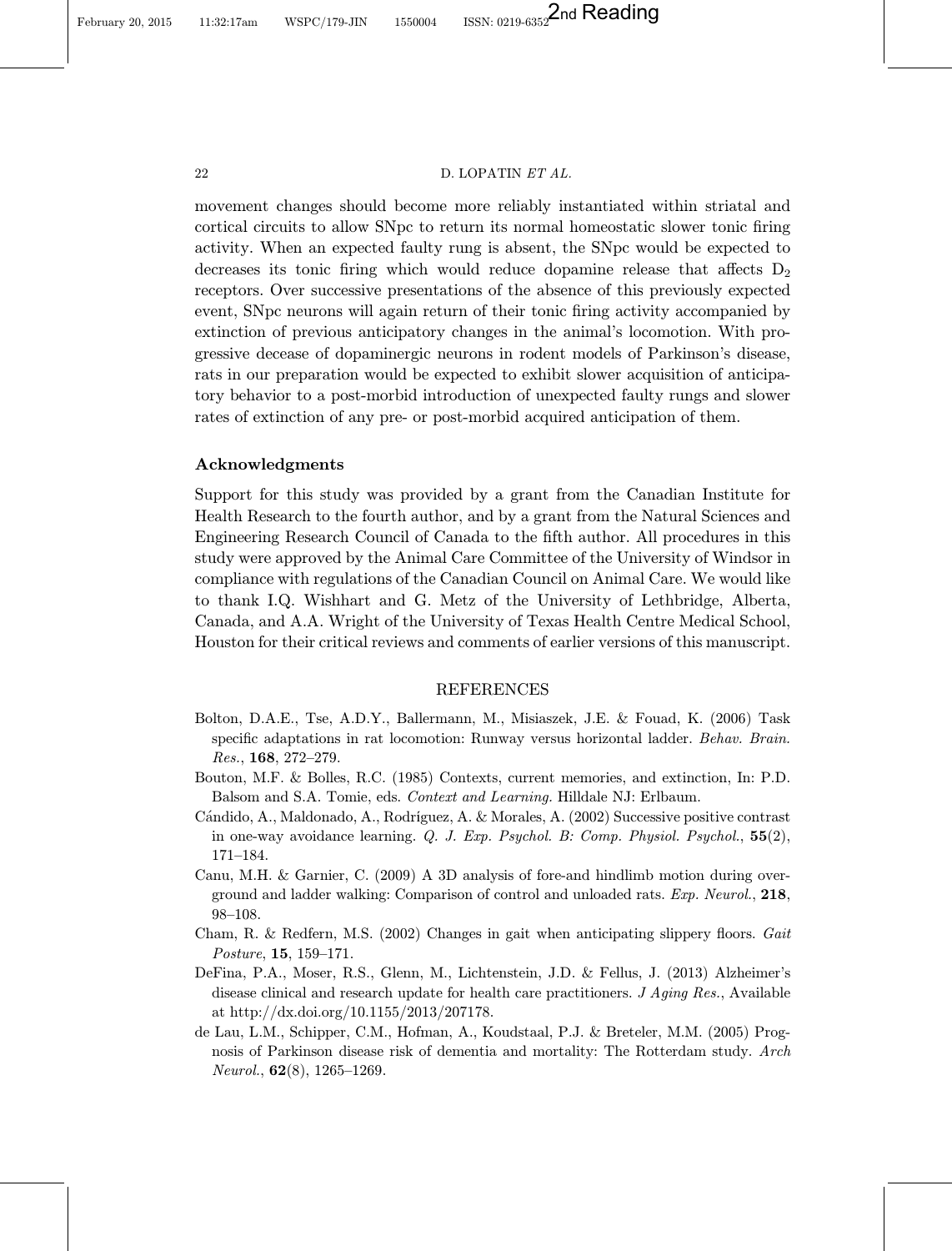movement changes should become more reliably instantiated within striatal and cortical circuits to allow SNpc to return its normal homeostatic slower tonic firing activity. When an expected faulty rung is absent, the SNpc would be expected to decreases its tonic firing which would reduce dopamine release that affects $D_2$ receptors. Over successive presentations of the absence of this previously expected event, SNpc neurons will again return of their tonic firing activity accompanied by extinction of previous anticipatory changes in the animal's locomotion. With progressive decease of dopaminergic neurons in rodent models of Parkinson's disease, rats in our preparation would be expected to exhibit slower acquisition of anticipatory behavior to a post-morbid introduction of unexpected faulty rungs and slower rates of extinction of any pre- or post-morbid acquired anticipation of them.

## Acknowledgments

Support for this study was provided by a grant from the Canadian Institute for Health Research to the fourth author, and by a grant from the Natural Sciences and Engineering Research Council of Canada to the fifth author. All procedures in this study were approved by the Animal Care Committee of the University of Windsor in compliance with regulations of the Canadian Council on Animal Care. We would like to thank I.Q. Wishhart and G. Metz of the University of Lethbridge, Alberta, Canada, and A.A. Wright of the University of Texas Health Centre Medical School, Houston for their critical reviews and comments of earlier versions of this manuscript.

## REFERENCES

Bolton, D.A.E., Tse, A.D.Y., Ballermann, M., Misiaszek, J.E. & Fouad, K. (2006) Task specific adaptations in rat locomotion: Runway versus horizontal ladder. *Behav. Brain. Res.*, **168**, 272–279.

Bouton, M.F. & Bolles, R.C. (1985) Contexts, current memories, and extinction, In: P.D. Balsom and S.A. Tomie, eds. *Context and Learning.* Hilldale NJ: Erlbaum.

Cándido, A., Maldonado, A., Rodríguez, A. & Morales, A. (2002) Successive positive contrast in one-way avoidance learning. *Q. J. Exp. Psychol. B: Comp. Physiol. Psychol.*, **55**(2), 171–184.

Canu, M.H. & Garnier, C. (2009) A 3D analysis of fore-and hindlimb motion during overground and ladder walking: Comparison of control and unloaded rats. *Exp. Neurol.*, **218**, 98–108.

Cham, R. & Redfern, M.S. (2002) Changes in gait when anticipating slippery floors. *Gait Posture*, **15**, 159–171.

DeFina, P.A., Moser, R.S., Glenn, M., Lichtenstein, J.D. & Fellus, J. (2013) Alzheimer's disease clinical and research update for health care practitioners. *J Aging Res.*, Available at http://dx.doi.org/10.1155/2013/207178.

de Lau, L.M., Schipper, C.M., Hofman, A., Koudstaal, P.J. & Breteler, M.M. (2005) Prognosis of Parkinson disease risk of dementia and mortality: The Rotterdam study. *Arch Neurol.*, **62**(8), 1265–1269.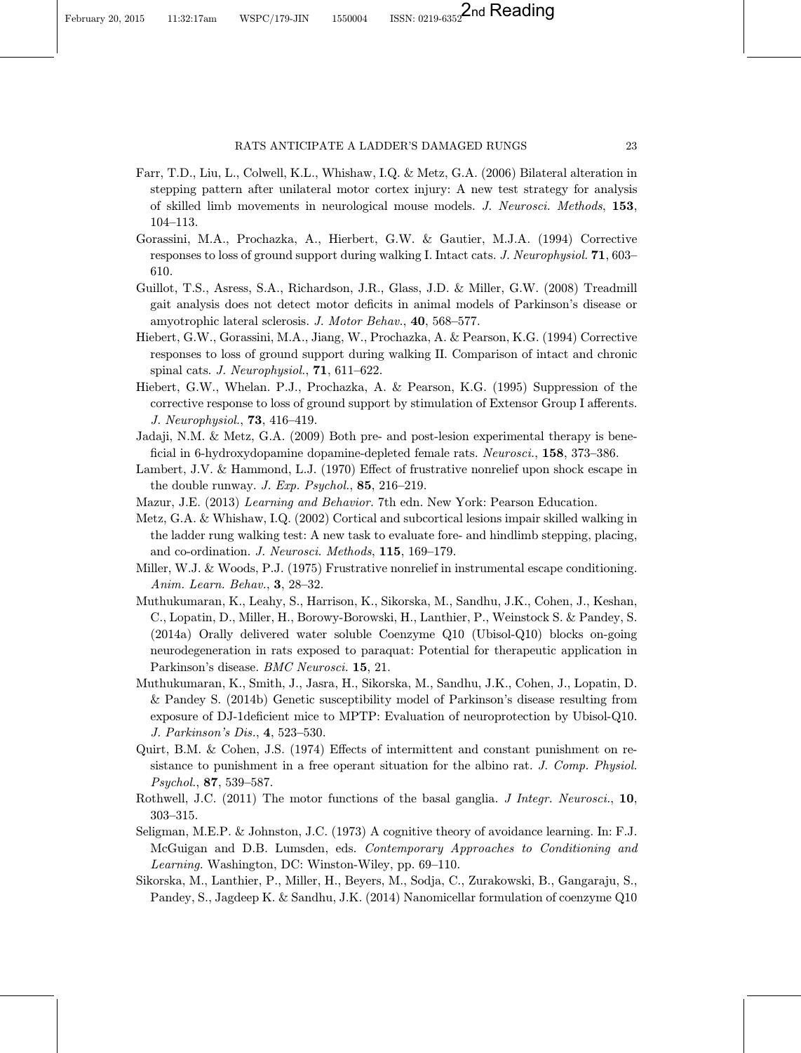Farr, T.D., Liu, L., Colwell, K.L., Whishaw, I.Q. & Metz, G.A. (2006) Bilateral alteration in stepping pattern after unilateral motor cortex injury: A new test strategy for analysis of skilled limb movements in neurological mouse models. *J. Neurosci. Methods*, **153**, 104–113.

Gorassini, M.A., Prochazka, A., Hierbert, G.W. & Gautier, M.J.A. (1994) Corrective responses to loss of ground support during walking I. Intact cats. *J. Neurophysiol.* **71**, 603–610.

Guillot, T.S., Asress, S.A., Richardson, J.R., Glass, J.D. & Miller, G.W. (2008) Treadmill gait analysis does not detect motor deficits in animal models of Parkinson's disease or amyotrophic lateral sclerosis. *J. Motor Behav.*, **40**, 568–577.

Hiebert, G.W., Gorassini, M.A., Jiang, W., Prochazka, A. & Pearson, K.G. (1994) Corrective responses to loss of ground support during walking II. Comparison of intact and chronic spinal cats. *J. Neurophysiol.*, **71**, 611–622.

Hiebert, G.W., Whelan. P.J., Prochazka, A. & Pearson, K.G. (1995) Suppression of the corrective response to loss of ground support by stimulation of Extensor Group I afferents. *J. Neurophysiol.*, **73**, 416–419.

Jadaji, N.M. & Metz, G.A. (2009) Both pre- and post-lesion experimental therapy is beneficial in 6-hydroxydopamine dopamine-depleted female rats. *Neurosci.*, **158**, 373–386.

Lambert, J.V. & Hammond, L.J. (1970) Effect of frustrative nonrelief upon shock escape in the double runway. *J. Exp. Psychol.*, **85**, 216–219.

Mazur, J.E. (2013) *Learning and Behavior.* 7th edn. New York: Pearson Education.

Metz, G.A. & Whishaw, I.Q. (2002) Cortical and subcortical lesions impair skilled walking in the ladder rung walking test: A new task to evaluate fore- and hindlimb stepping, placing, and co-ordination. *J. Neurosci. Methods*, **115**, 169–179.

Miller, W.J. & Woods, P.J. (1975) Frustrative nonrelief in instrumental escape conditioning. *Anim. Learn. Behav.*, **3**, 28–32.

Muthukumaran, K., Leahy, S., Harrison, K., Sikorska, M., Sandhu, J.K., Cohen, J., Keshan, C., Lopatin, D., Miller, H., Borowy-Borowski, H., Lanthier, P., Weinstock S. & Pandey, S. (2014a) Orally delivered water soluble Coenzyme Q10 (Ubisol-Q10) blocks on-going neurodegeneration in rats exposed to paraquat: Potential for therapeutic application in Parkinson's disease. *BMC Neurosci.* **15**, 21.

Muthukumaran, K., Smith, J., Jasra, H., Sikorska, M., Sandhu, J.K., Cohen, J., Lopatin, D. & Pandey S. (2014b) Genetic susceptibility model of Parkinson's disease resulting from exposure of DJ-1deficient mice to MPTP: Evaluation of neuroprotection by Ubisol-Q10. *J. Parkinson's Dis.*, **4**, 523–530.

Quirt, B.M. & Cohen, J.S. (1974) Effects of intermittent and constant punishment on resistance to punishment in a free operant situation for the albino rat. *J. Comp. Physiol. Psychol.*, **87**, 539–587.

Rothwell, J.C. (2011) The motor functions of the basal ganglia. *J Integr. Neurosci.*, **10**, 303–315.

Seligman, M.E.P. & Johnston, J.C. (1973) A cognitive theory of avoidance learning. In: F.J. McGuigan and D.B. Lumsden, eds. *Contemporary Approaches to Conditioning and Learning.* Washington, DC: Winston-Wiley, pp. 69–110.

Sikorska, M., Lanthier, P., Miller, H., Beyers, M., Sodja, C., Zurakowski, B., Gangaraju, S., Pandey, S., Jagdeep K. & Sandhu, J.K. (2014) Nanomicellar formulation of coenzyme Q10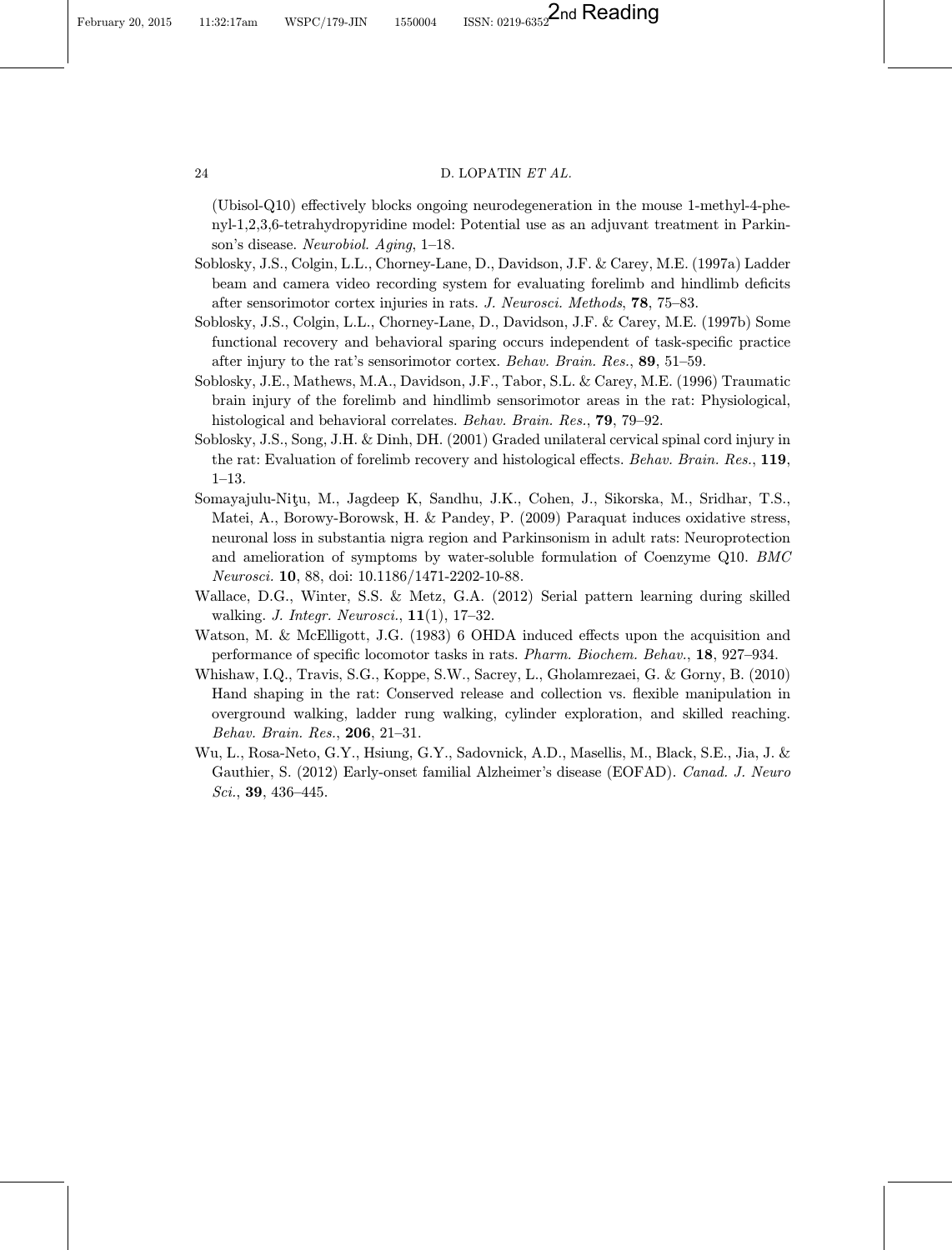(Ubisol-Q10) effectively blocks ongoing neurodegeneration in the mouse 1-methyl-4-phenyl-1,2,3,6-tetrahydropyridine model: Potential use as an adjuvant treatment in Parkinson's disease. *Neurobiol. Aging*, 1–18.

Soblosky, J.S., Colgin, L.L., Chorney-Lane, D., Davidson, J.F. & Carey, M.E. (1997a) Ladder beam and camera video recording system for evaluating forelimb and hindlimb deficits after sensorimotor cortex injuries in rats. *J. Neurosci. Methods*, **78**, 75–83.

Soblosky, J.S., Colgin, L.L., Chorney-Lane, D., Davidson, J.F. & Carey, M.E. (1997b) Some functional recovery and behavioral sparing occurs independent of task-specific practice after injury to the rat's sensorimotor cortex. *Behav. Brain. Res.*, **89**, 51–59.

Soblosky, J.E., Mathews, M.A., Davidson, J.F., Tabor, S.L. & Carey, M.E. (1996) Traumatic brain injury of the forelimb and hindlimb sensorimotor areas in the rat: Physiological, histological and behavioral correlates. *Behav. Brain. Res.*, **79**, 79–92.

Soblosky, J.S., Song, J.H. & Dinh, DH. (2001) Graded unilateral cervical spinal cord injury in the rat: Evaluation of forelimb recovery and histological effects. *Behav. Brain. Res.*, **119**, 1–13.

Somayajulu-Niţu, M., Jagdeep K, Sandhu, J.K., Cohen, J., Sikorska, M., Sridhar, T.S., Matei, A., Borowy-Borowsk, H. & Pandey, P. (2009) Paraquat induces oxidative stress, neuronal loss in substantia nigra region and Parkinsonism in adult rats: Neuroprotection and amelioration of symptoms by water-soluble formulation of Coenzyme Q10. *BMC Neurosci.* **10**, 88, doi: 10.1186/1471-2202-10-88.

Wallace, D.G., Winter, S.S. & Metz, G.A. (2012) Serial pattern learning during skilled walking. *J. Integr. Neurosci.*, **11**(1), 17–32.

Watson, M. & McElligott, J.G. (1983) 6 OHDA induced effects upon the acquisition and performance of specific locomotor tasks in rats. *Pharm. Biochem. Behav.*, **18**, 927–934.

Whishaw, I.Q., Travis, S.G., Koppe, S.W., Sacrey, L., Gholamrezaei, G. & Gorny, B. (2010) Hand shaping in the rat: Conserved release and collection vs. flexible manipulation in overground walking, ladder rung walking, cylinder exploration, and skilled reaching. *Behav. Brain. Res.*, **206**, 21–31.

Wu, L., Rosa-Neto, G.Y., Hsiung, G.Y., Sadovnick, A.D., Masellis, M., Black, S.E., Jia, J. & Gauthier, S. (2012) Early-onset familial Alzheimer's disease (EOFAD). *Canad. J. Neuro Sci.*, **39**, 436–445.